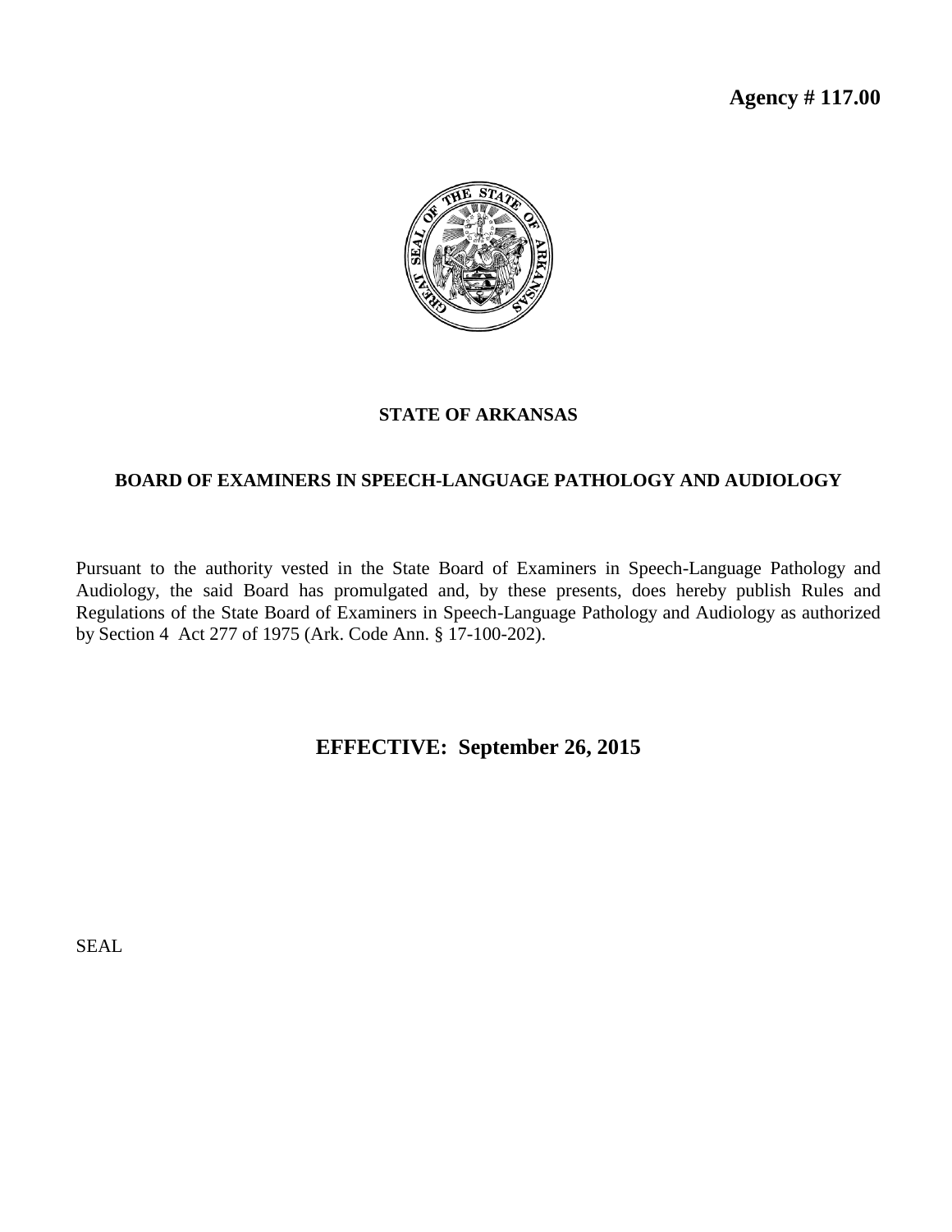**Agency # 117.00**

**STATE OF ARKANSAS**

**BOARD OF EXAMINERS IN SPEECH-LANGUAGE PATHOLOGY AND AUDIOLOGY**

Pursuant to the authority vested in the State Board of Examiners in Speech-Language Pathology and Audiology, the said Board has promulgated and, by these presents, does hereby publish Rules and Regulations of the State Board of Examiners in Speech-Language Pathology and Audiology as authorized by Section 4 Act 277 of 1975 (Ark. Code Ann. § 17-100-202).

## EFFECTIVE: September 26, 2015

SEAL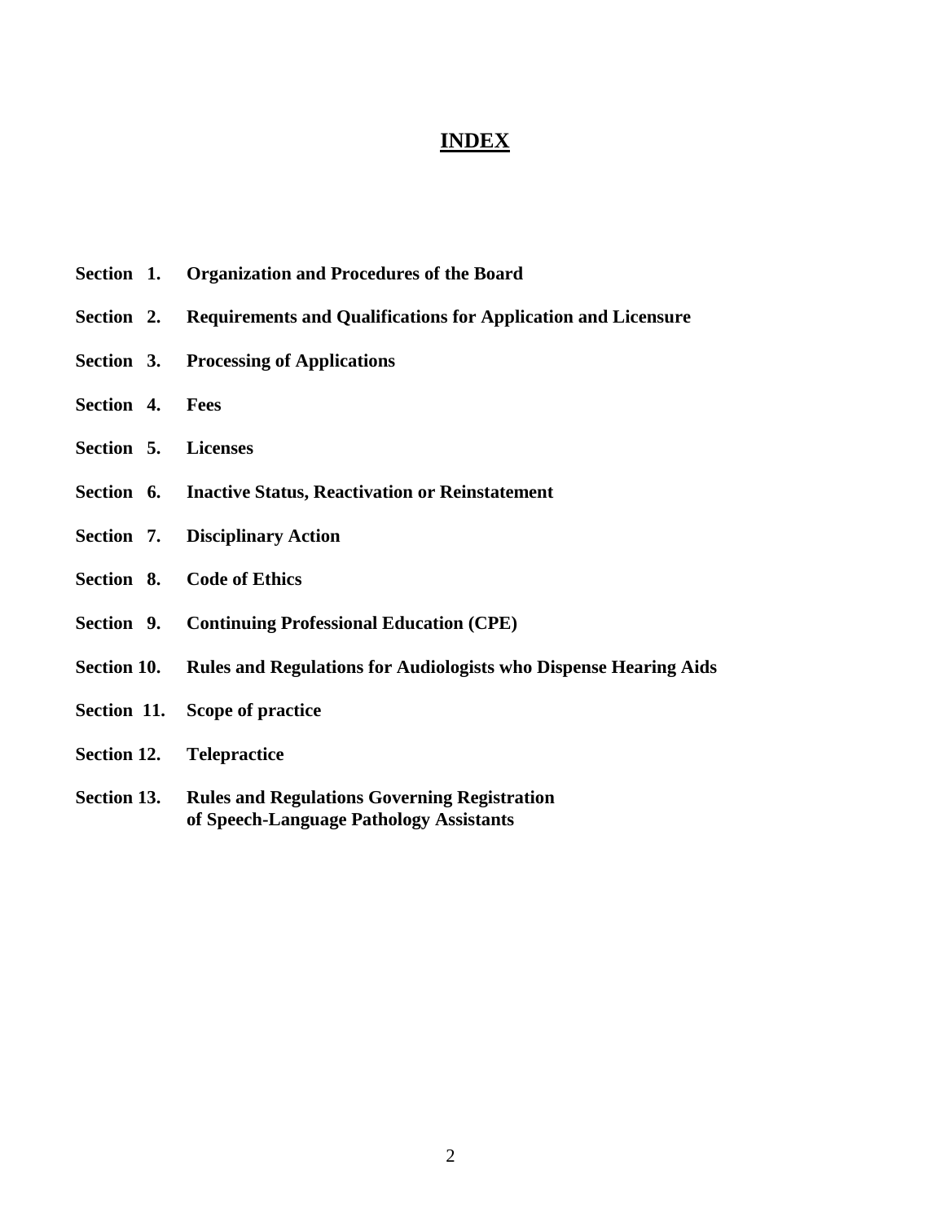# INDEX

**Section 1.** **Organization and Procedures of the Board**

**Section 2.** **Requirements and Qualifications for Application and Licensure**

**Section 3.** **Processing of Applications**

**Section 4.** **Fees**

**Section 5.** **Licenses**

**Section 6.** **Inactive Status, Reactivation or Reinstatement**

**Section 7.** **Disciplinary Action**

**Section 8.** **Code of Ethics**

**Section 9.** **Continuing Professional Education (CPE)**

**Section 10.** **Rules and Regulations for Audiologists who Dispense Hearing Aids**

**Section 11.** **Scope of practice**

**Section 12.** **Telepractice**

**Section 13.** **Rules and Regulations Governing Registration of Speech-Language Pathology Assistants**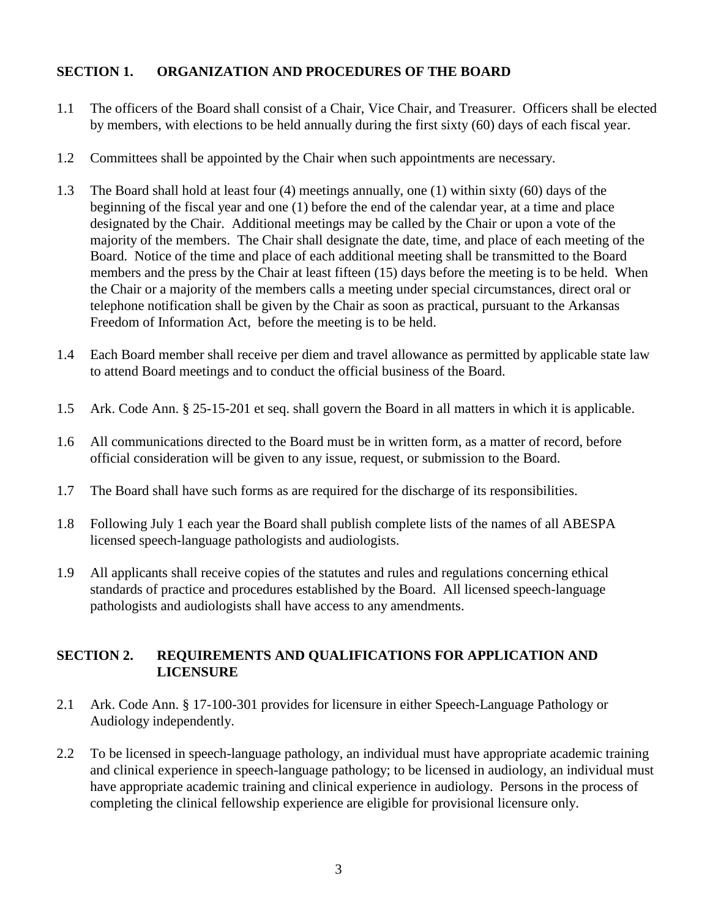## SECTION 1. ORGANIZATION AND PROCEDURES OF THE BOARD

1.1 The officers of the Board shall consist of a Chair, Vice Chair, and Treasurer. Officers shall be elected by members, with elections to be held annually during the first sixty (60) days of each fiscal year.

1.2 Committees shall be appointed by the Chair when such appointments are necessary.

1.3 The Board shall hold at least four (4) meetings annually, one (1) within sixty (60) days of the beginning of the fiscal year and one (1) before the end of the calendar year, at a time and place designated by the Chair. Additional meetings may be called by the Chair or upon a vote of the majority of the members. The Chair shall designate the date, time, and place of each meeting of the Board. Notice of the time and place of each additional meeting shall be transmitted to the Board members and the press by the Chair at least fifteen (15) days before the meeting is to be held. When the Chair or a majority of the members calls a meeting under special circumstances, direct oral or telephone notification shall be given by the Chair as soon as practical, pursuant to the Arkansas Freedom of Information Act, before the meeting is to be held.

1.4 Each Board member shall receive per diem and travel allowance as permitted by applicable state law to attend Board meetings and to conduct the official business of the Board.

1.5 Ark. Code Ann. § 25-15-201 et seq. shall govern the Board in all matters in which it is applicable.

1.6 All communications directed to the Board must be in written form, as a matter of record, before official consideration will be given to any issue, request, or submission to the Board.

1.7 The Board shall have such forms as are required for the discharge of its responsibilities.

1.8 Following July 1 each year the Board shall publish complete lists of the names of all ABESPA licensed speech-language pathologists and audiologists.

1.9 All applicants shall receive copies of the statutes and rules and regulations concerning ethical standards of practice and procedures established by the Board. All licensed speech-language pathologists and audiologists shall have access to any amendments.

## SECTION 2. REQUIREMENTS AND QUALIFICATIONS FOR APPLICATION AND LICENSURE

2.1 Ark. Code Ann. § 17-100-301 provides for licensure in either Speech-Language Pathology or Audiology independently.

2.2 To be licensed in speech-language pathology, an individual must have appropriate academic training and clinical experience in speech-language pathology; to be licensed in audiology, an individual must have appropriate academic training and clinical experience in audiology. Persons in the process of completing the clinical fellowship experience are eligible for provisional licensure only.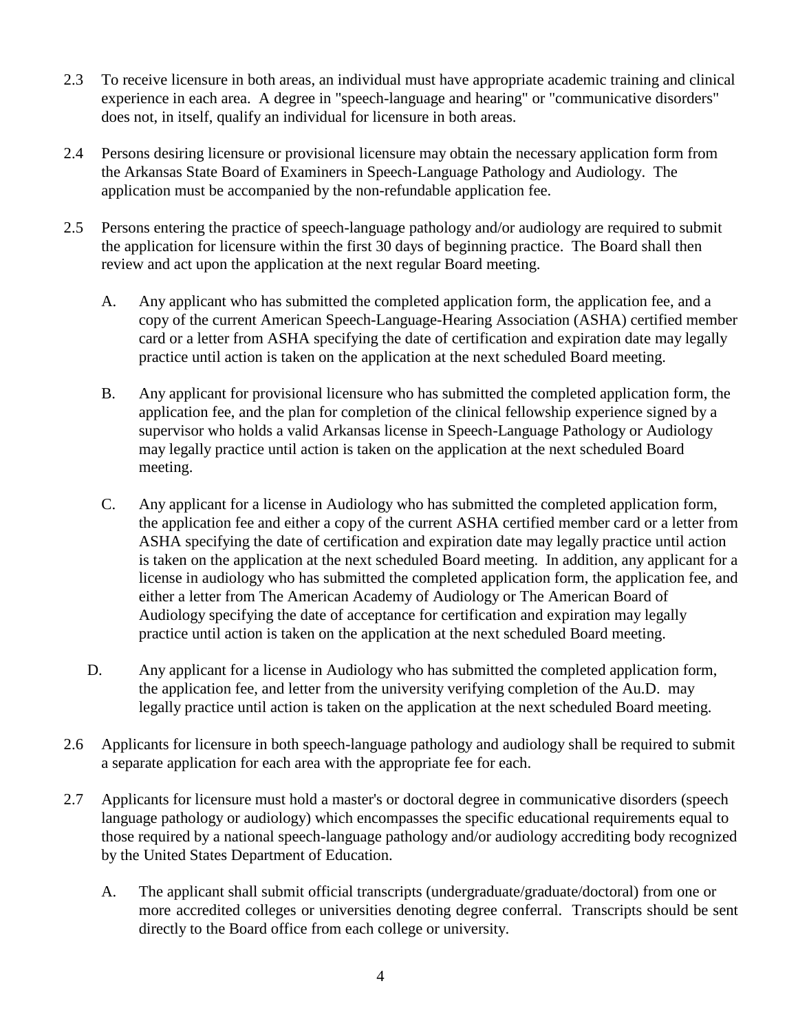2.3 To receive licensure in both areas, an individual must have appropriate academic training and clinical experience in each area. A degree in "speech-language and hearing" or "communicative disorders" does not, in itself, qualify an individual for licensure in both areas.

2.4 Persons desiring licensure or provisional licensure may obtain the necessary application form from the Arkansas State Board of Examiners in Speech-Language Pathology and Audiology. The application must be accompanied by the non-refundable application fee.

2.5 Persons entering the practice of speech-language pathology and/or audiology are required to submit the application for licensure within the first 30 days of beginning practice. The Board shall then review and act upon the application at the next regular Board meeting.

  A. Any applicant who has submitted the completed application form, the application fee, and a copy of the current American Speech-Language-Hearing Association (ASHA) certified member card or a letter from ASHA specifying the date of certification and expiration date may legally practice until action is taken on the application at the next scheduled Board meeting.

  B. Any applicant for provisional licensure who has submitted the completed application form, the application fee, and the plan for completion of the clinical fellowship experience signed by a supervisor who holds a valid Arkansas license in Speech-Language Pathology or Audiology may legally practice until action is taken on the application at the next scheduled Board meeting.

  C. Any applicant for a license in Audiology who has submitted the completed application form, the application fee and either a copy of the current ASHA certified member card or a letter from ASHA specifying the date of certification and expiration date may legally practice until action is taken on the application at the next scheduled Board meeting. In addition, any applicant for a license in audiology who has submitted the completed application form, the application fee, and either a letter from The American Academy of Audiology or The American Board of Audiology specifying the date of acceptance for certification and expiration may legally practice until action is taken on the application at the next scheduled Board meeting.

  D. Any applicant for a license in Audiology who has submitted the completed application form, the application fee, and letter from the university verifying completion of the Au.D. may legally practice until action is taken on the application at the next scheduled Board meeting.

2.6 Applicants for licensure in both speech-language pathology and audiology shall be required to submit a separate application for each area with the appropriate fee for each.

2.7 Applicants for licensure must hold a master's or doctoral degree in communicative disorders (speech language pathology or audiology) which encompasses the specific educational requirements equal to those required by a national speech-language pathology and/or audiology accrediting body recognized by the United States Department of Education.

  A. The applicant shall submit official transcripts (undergraduate/graduate/doctoral) from one or more accredited colleges or universities denoting degree conferral. Transcripts should be sent directly to the Board office from each college or university.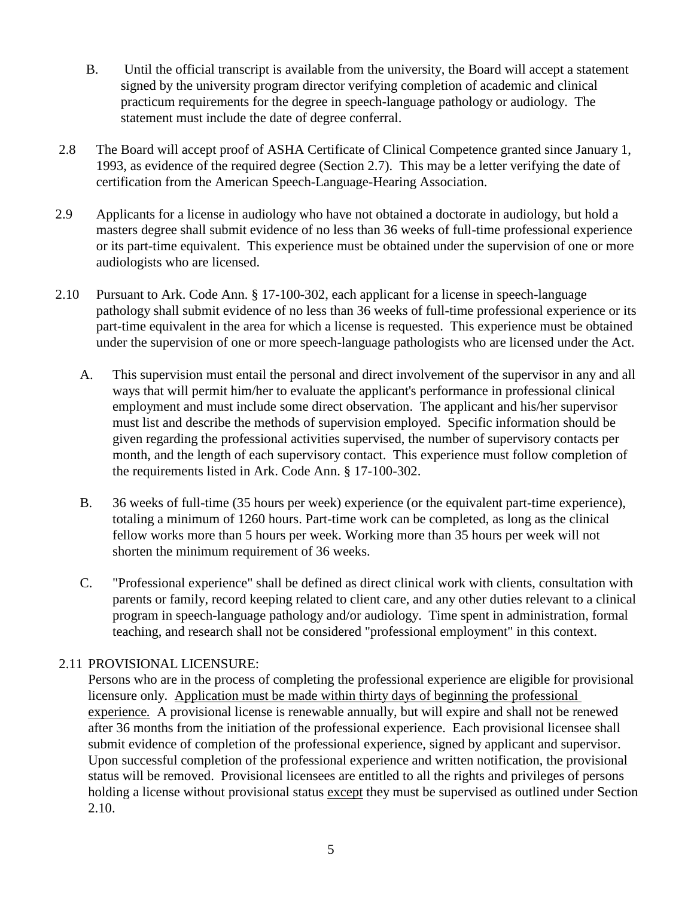B. Until the official transcript is available from the university, the Board will accept a statement signed by the university program director verifying completion of academic and clinical practicum requirements for the degree in speech-language pathology or audiology. The statement must include the date of degree conferral.

2.8 The Board will accept proof of ASHA Certificate of Clinical Competence granted since January 1, 1993, as evidence of the required degree (Section 2.7). This may be a letter verifying the date of certification from the American Speech-Language-Hearing Association.

2.9 Applicants for a license in audiology who have not obtained a doctorate in audiology, but hold a masters degree shall submit evidence of no less than 36 weeks of full-time professional experience or its part-time equivalent. This experience must be obtained under the supervision of one or more audiologists who are licensed.

2.10 Pursuant to Ark. Code Ann. § 17-100-302, each applicant for a license in speech-language pathology shall submit evidence of no less than 36 weeks of full-time professional experience or its part-time equivalent in the area for which a license is requested. This experience must be obtained under the supervision of one or more speech-language pathologists who are licensed under the Act.

A. This supervision must entail the personal and direct involvement of the supervisor in any and all ways that will permit him/her to evaluate the applicant's performance in professional clinical employment and must include some direct observation. The applicant and his/her supervisor must list and describe the methods of supervision employed. Specific information should be given regarding the professional activities supervised, the number of supervisory contacts per month, and the length of each supervisory contact. This experience must follow completion of the requirements listed in Ark. Code Ann. § 17-100-302.

B. 36 weeks of full-time (35 hours per week) experience (or the equivalent part-time experience), totaling a minimum of 1260 hours. Part-time work can be completed, as long as the clinical fellow works more than 5 hours per week. Working more than 35 hours per week will not shorten the minimum requirement of 36 weeks.

C. "Professional experience" shall be defined as direct clinical work with clients, consultation with parents or family, record keeping related to client care, and any other duties relevant to a clinical program in speech-language pathology and/or audiology. Time spent in administration, formal teaching, and research shall not be considered "professional employment" in this context.

2.11 PROVISIONAL LICENSURE:

Persons who are in the process of completing the professional experience are eligible for provisional licensure only. <u>Application must be made within thirty days of beginning the professional experience.</u> A provisional license is renewable annually, but will expire and shall not be renewed after 36 months from the initiation of the professional experience. Each provisional licensee shall submit evidence of completion of the professional experience, signed by applicant and supervisor. Upon successful completion of the professional experience and written notification, the provisional status will be removed. Provisional licensees are entitled to all the rights and privileges of persons holding a license without provisional status <u>except</u> they must be supervised as outlined under Section 2.10.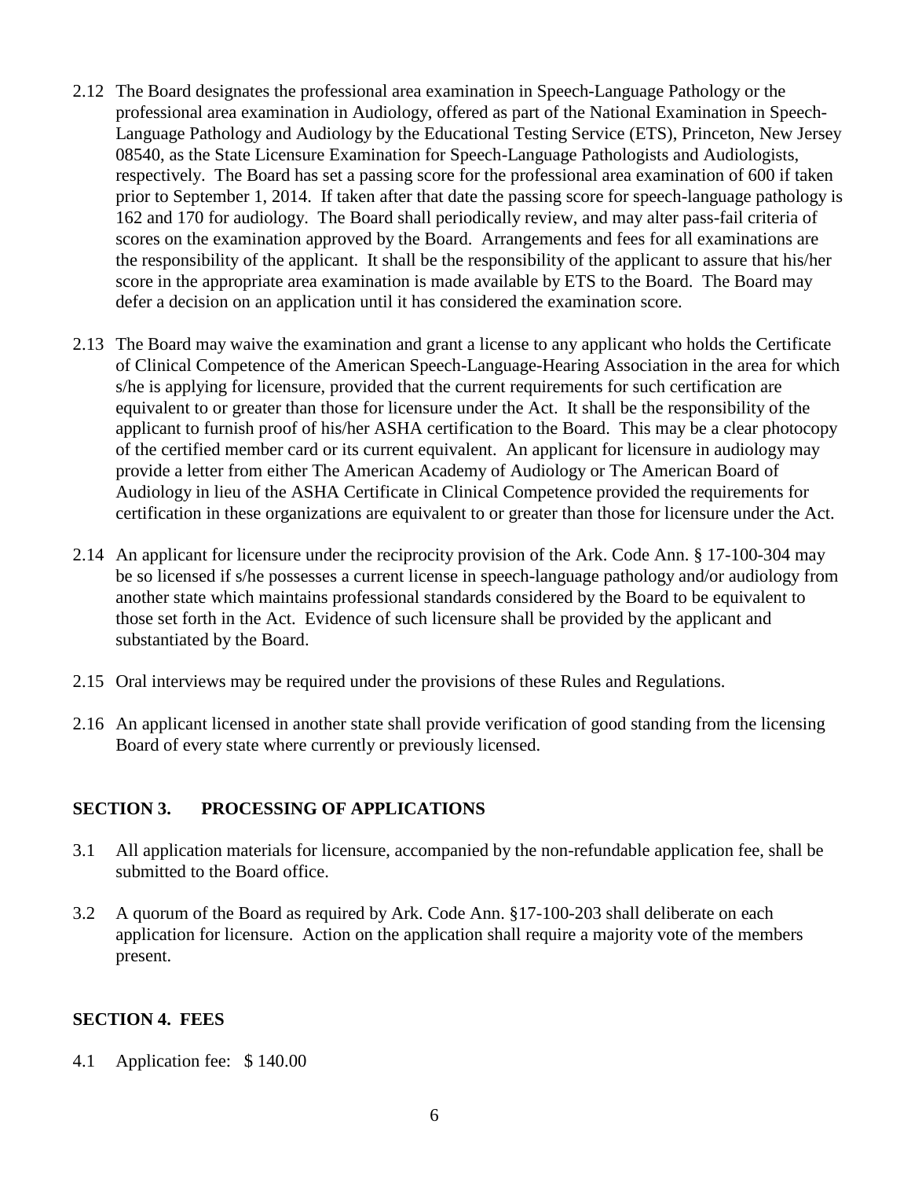2.12 The Board designates the professional area examination in Speech-Language Pathology or the professional area examination in Audiology, offered as part of the National Examination in Speech-Language Pathology and Audiology by the Educational Testing Service (ETS), Princeton, New Jersey 08540, as the State Licensure Examination for Speech-Language Pathologists and Audiologists, respectively. The Board has set a passing score for the professional area examination of 600 if taken prior to September 1, 2014. If taken after that date the passing score for speech-language pathology is 162 and 170 for audiology. The Board shall periodically review, and may alter pass-fail criteria of scores on the examination approved by the Board. Arrangements and fees for all examinations are the responsibility of the applicant. It shall be the responsibility of the applicant to assure that his/her score in the appropriate area examination is made available by ETS to the Board. The Board may defer a decision on an application until it has considered the examination score.

2.13 The Board may waive the examination and grant a license to any applicant who holds the Certificate of Clinical Competence of the American Speech-Language-Hearing Association in the area for which s/he is applying for licensure, provided that the current requirements for such certification are equivalent to or greater than those for licensure under the Act. It shall be the responsibility of the applicant to furnish proof of his/her ASHA certification to the Board. This may be a clear photocopy of the certified member card or its current equivalent. An applicant for licensure in audiology may provide a letter from either The American Academy of Audiology or The American Board of Audiology in lieu of the ASHA Certificate in Clinical Competence provided the requirements for certification in these organizations are equivalent to or greater than those for licensure under the Act.

2.14 An applicant for licensure under the reciprocity provision of the Ark. Code Ann. § 17-100-304 may be so licensed if s/he possesses a current license in speech-language pathology and/or audiology from another state which maintains professional standards considered by the Board to be equivalent to those set forth in the Act. Evidence of such licensure shall be provided by the applicant and substantiated by the Board.

2.15 Oral interviews may be required under the provisions of these Rules and Regulations.

2.16 An applicant licensed in another state shall provide verification of good standing from the licensing Board of every state where currently or previously licensed.

## SECTION 3. PROCESSING OF APPLICATIONS

3.1 All application materials for licensure, accompanied by the non-refundable application fee, shall be submitted to the Board office.

3.2 A quorum of the Board as required by Ark. Code Ann. §17-100-203 shall deliberate on each application for licensure. Action on the application shall require a majority vote of the members present.

## SECTION 4. FEES

4.1 Application fee: $ 140.00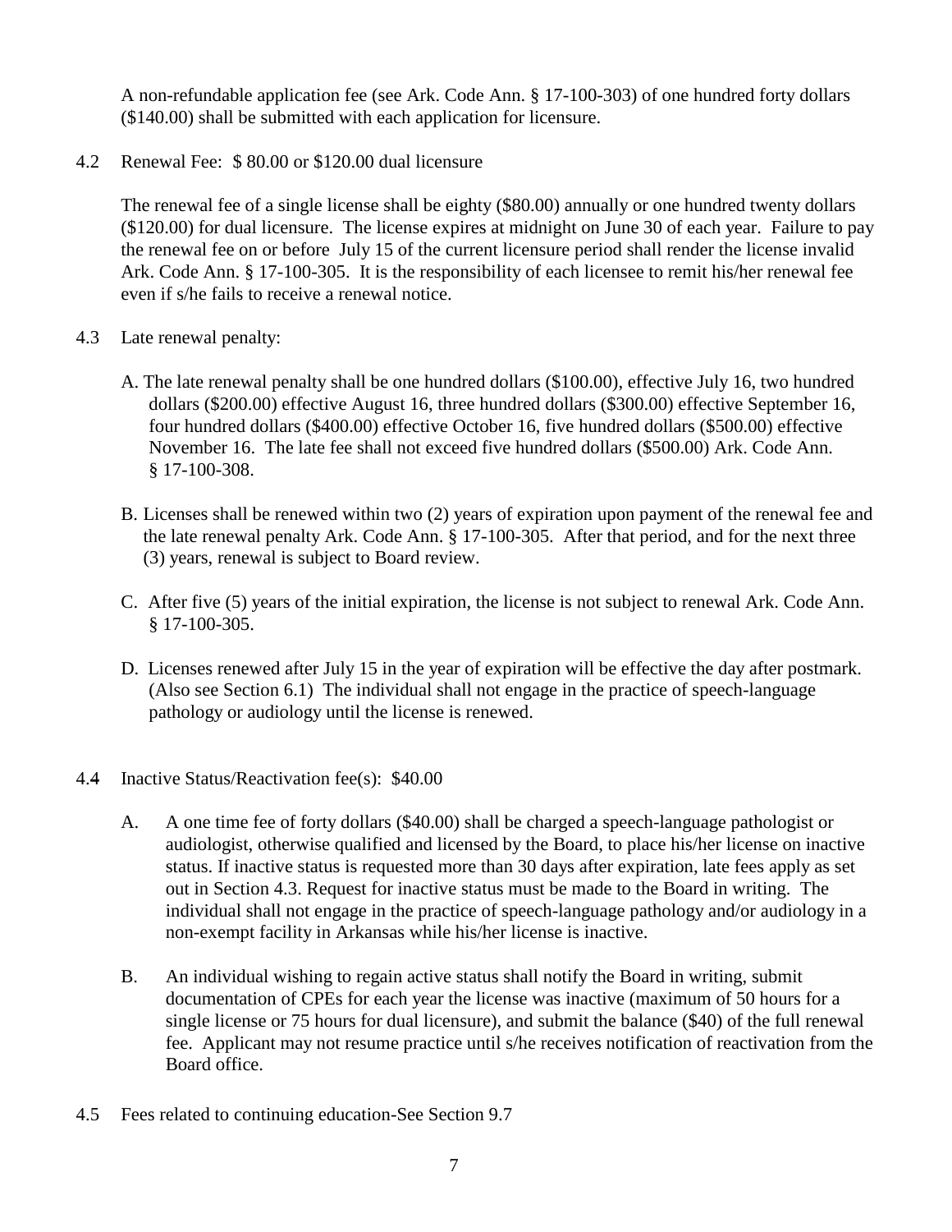A non-refundable application fee (see Ark. Code Ann. § 17-100-303) of one hundred forty dollars ($140.00) shall be submitted with each application for licensure.

4.2 Renewal Fee: $ 80.00 or $120.00 dual licensure

The renewal fee of a single license shall be eighty ($80.00) annually or one hundred twenty dollars ($120.00) for dual licensure. The license expires at midnight on June 30 of each year. Failure to pay the renewal fee on or before July 15 of the current licensure period shall render the license invalid Ark. Code Ann. § 17-100-305. It is the responsibility of each licensee to remit his/her renewal fee even if s/he fails to receive a renewal notice.

4.3 Late renewal penalty:

A. The late renewal penalty shall be one hundred dollars ($100.00), effective July 16, two hundred dollars ($200.00) effective August 16, three hundred dollars ($300.00) effective September 16, four hundred dollars ($400.00) effective October 16, five hundred dollars ($500.00) effective November 16. The late fee shall not exceed five hundred dollars ($500.00) Ark. Code Ann. § 17-100-308.

B. Licenses shall be renewed within two (2) years of expiration upon payment of the renewal fee and the late renewal penalty Ark. Code Ann. § 17-100-305. After that period, and for the next three (3) years, renewal is subject to Board review.

C. After five (5) years of the initial expiration, the license is not subject to renewal Ark. Code Ann. § 17-100-305.

D. Licenses renewed after July 15 in the year of expiration will be effective the day after postmark. (Also see Section 6.1) The individual shall not engage in the practice of speech-language pathology or audiology until the license is renewed.

4.4 Inactive Status/Reactivation fee(s): $40.00

A. A one time fee of forty dollars ($40.00) shall be charged a speech-language pathologist or audiologist, otherwise qualified and licensed by the Board, to place his/her license on inactive status. If inactive status is requested more than 30 days after expiration, late fees apply as set out in Section 4.3. Request for inactive status must be made to the Board in writing. The individual shall not engage in the practice of speech-language pathology and/or audiology in a non-exempt facility in Arkansas while his/her license is inactive.

B. An individual wishing to regain active status shall notify the Board in writing, submit documentation of CPEs for each year the license was inactive (maximum of 50 hours for a single license or 75 hours for dual licensure), and submit the balance ($40) of the full renewal fee. Applicant may not resume practice until s/he receives notification of reactivation from the Board office.

4.5 Fees related to continuing education-See Section 9.7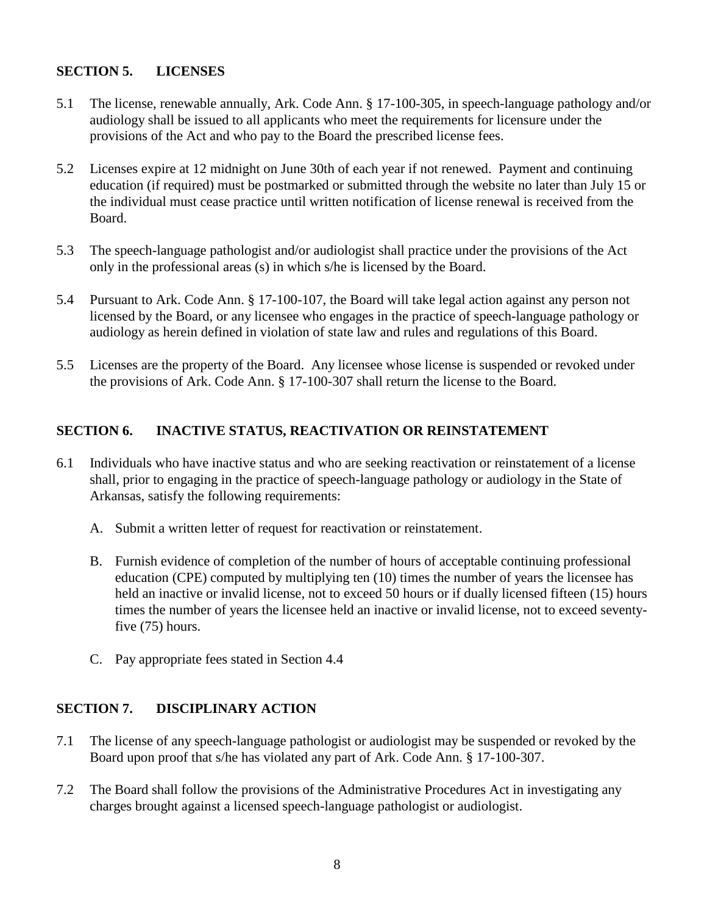## SECTION 5. LICENSES

5.1 The license, renewable annually, Ark. Code Ann. § 17-100-305, in speech-language pathology and/or audiology shall be issued to all applicants who meet the requirements for licensure under the provisions of the Act and who pay to the Board the prescribed license fees.

5.2 Licenses expire at 12 midnight on June 30th of each year if not renewed. Payment and continuing education (if required) must be postmarked or submitted through the website no later than July 15 or the individual must cease practice until written notification of license renewal is received from the Board.

5.3 The speech-language pathologist and/or audiologist shall practice under the provisions of the Act only in the professional areas (s) in which s/he is licensed by the Board.

5.4 Pursuant to Ark. Code Ann. § 17-100-107, the Board will take legal action against any person not licensed by the Board, or any licensee who engages in the practice of speech-language pathology or audiology as herein defined in violation of state law and rules and regulations of this Board.

5.5 Licenses are the property of the Board. Any licensee whose license is suspended or revoked under the provisions of Ark. Code Ann. § 17-100-307 shall return the license to the Board.

## SECTION 6. INACTIVE STATUS, REACTIVATION OR REINSTATEMENT

6.1 Individuals who have inactive status and who are seeking reactivation or reinstatement of a license shall, prior to engaging in the practice of speech-language pathology or audiology in the State of Arkansas, satisfy the following requirements:

A. Submit a written letter of request for reactivation or reinstatement.

B. Furnish evidence of completion of the number of hours of acceptable continuing professional education (CPE) computed by multiplying ten (10) times the number of years the licensee has held an inactive or invalid license, not to exceed 50 hours or if dually licensed fifteen (15) hours times the number of years the licensee held an inactive or invalid license, not to exceed seventy-five (75) hours.

C. Pay appropriate fees stated in Section 4.4

## SECTION 7. DISCIPLINARY ACTION

7.1 The license of any speech-language pathologist or audiologist may be suspended or revoked by the Board upon proof that s/he has violated any part of Ark. Code Ann. § 17-100-307.

7.2 The Board shall follow the provisions of the Administrative Procedures Act in investigating any charges brought against a licensed speech-language pathologist or audiologist.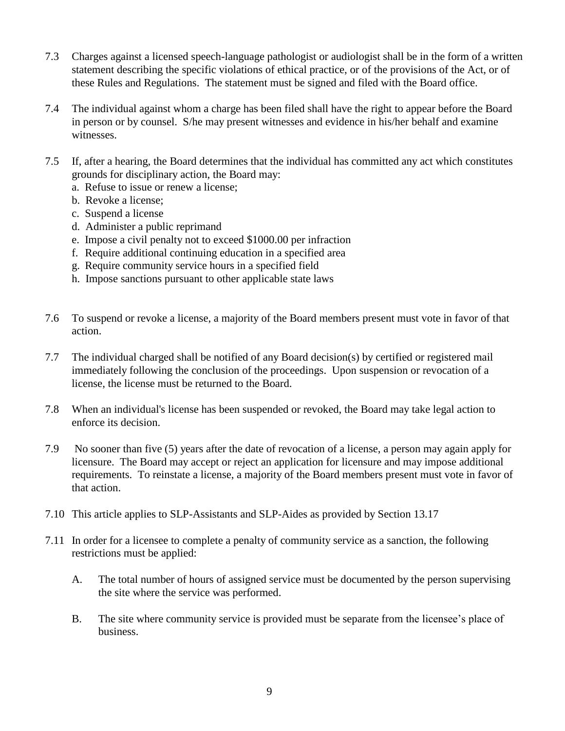7.3 Charges against a licensed speech-language pathologist or audiologist shall be in the form of a written statement describing the specific violations of ethical practice, or of the provisions of the Act, or of these Rules and Regulations. The statement must be signed and filed with the Board office.

7.4 The individual against whom a charge has been filed shall have the right to appear before the Board in person or by counsel. S/he may present witnesses and evidence in his/her behalf and examine witnesses.

7.5 If, after a hearing, the Board determines that the individual has committed any act which constitutes grounds for disciplinary action, the Board may:

a. Refuse to issue or renew a license;
b. Revoke a license;
c. Suspend a license
d. Administer a public reprimand
e. Impose a civil penalty not to exceed $1000.00 per infraction
f. Require additional continuing education in a specified area
g. Require community service hours in a specified field
h. Impose sanctions pursuant to other applicable state laws

7.6 To suspend or revoke a license, a majority of the Board members present must vote in favor of that action.

7.7 The individual charged shall be notified of any Board decision(s) by certified or registered mail immediately following the conclusion of the proceedings. Upon suspension or revocation of a license, the license must be returned to the Board.

7.8 When an individual's license has been suspended or revoked, the Board may take legal action to enforce its decision.

7.9 No sooner than five (5) years after the date of revocation of a license, a person may again apply for licensure. The Board may accept or reject an application for licensure and may impose additional requirements. To reinstate a license, a majority of the Board members present must vote in favor of that action.

7.10 This article applies to SLP-Assistants and SLP-Aides as provided by Section 13.17

7.11 In order for a licensee to complete a penalty of community service as a sanction, the following restrictions must be applied:

A. The total number of hours of assigned service must be documented by the person supervising the site where the service was performed.

B. The site where community service is provided must be separate from the licensee's place of business.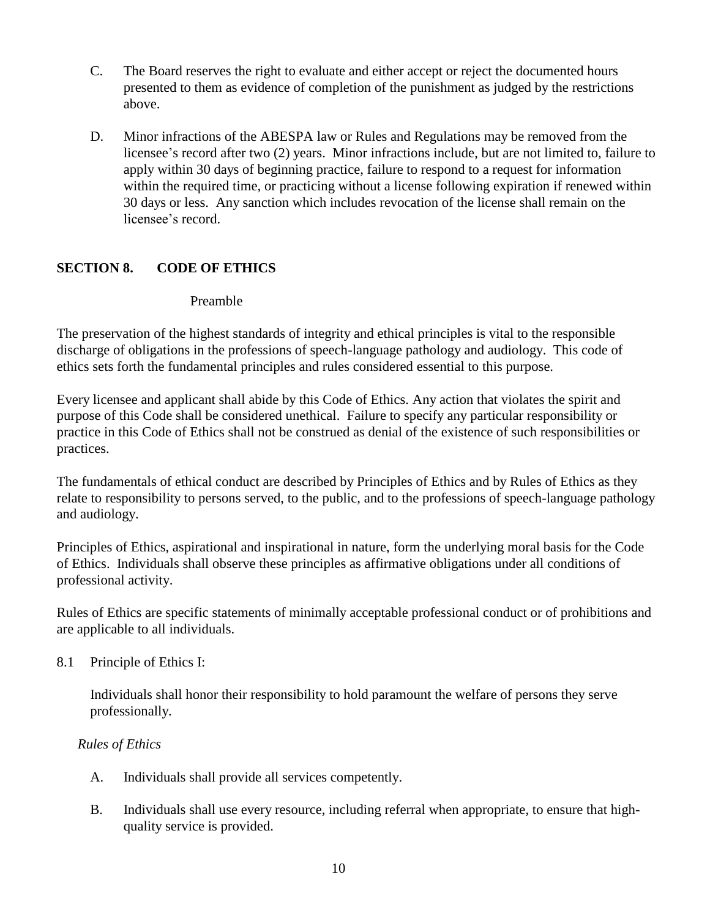C. The Board reserves the right to evaluate and either accept or reject the documented hours presented to them as evidence of completion of the punishment as judged by the restrictions above.

D. Minor infractions of the ABESPA law or Rules and Regulations may be removed from the licensee's record after two (2) years. Minor infractions include, but are not limited to, failure to apply within 30 days of beginning practice, failure to respond to a request for information within the required time, or practicing without a license following expiration if renewed within 30 days or less. Any sanction which includes revocation of the license shall remain on the licensee's record.

## SECTION 8. CODE OF ETHICS

### Preamble

The preservation of the highest standards of integrity and ethical principles is vital to the responsible discharge of obligations in the professions of speech-language pathology and audiology. This code of ethics sets forth the fundamental principles and rules considered essential to this purpose.

Every licensee and applicant shall abide by this Code of Ethics. Any action that violates the spirit and purpose of this Code shall be considered unethical. Failure to specify any particular responsibility or practice in this Code of Ethics shall not be construed as denial of the existence of such responsibilities or practices.

The fundamentals of ethical conduct are described by Principles of Ethics and by Rules of Ethics as they relate to responsibility to persons served, to the public, and to the professions of speech-language pathology and audiology.

Principles of Ethics, aspirational and inspirational in nature, form the underlying moral basis for the Code of Ethics. Individuals shall observe these principles as affirmative obligations under all conditions of professional activity.

Rules of Ethics are specific statements of minimally acceptable professional conduct or of prohibitions and are applicable to all individuals.

8.1 Principle of Ethics I:

Individuals shall honor their responsibility to hold paramount the welfare of persons they serve professionally.

*Rules of Ethics*

A. Individuals shall provide all services competently.

B. Individuals shall use every resource, including referral when appropriate, to ensure that high-quality service is provided.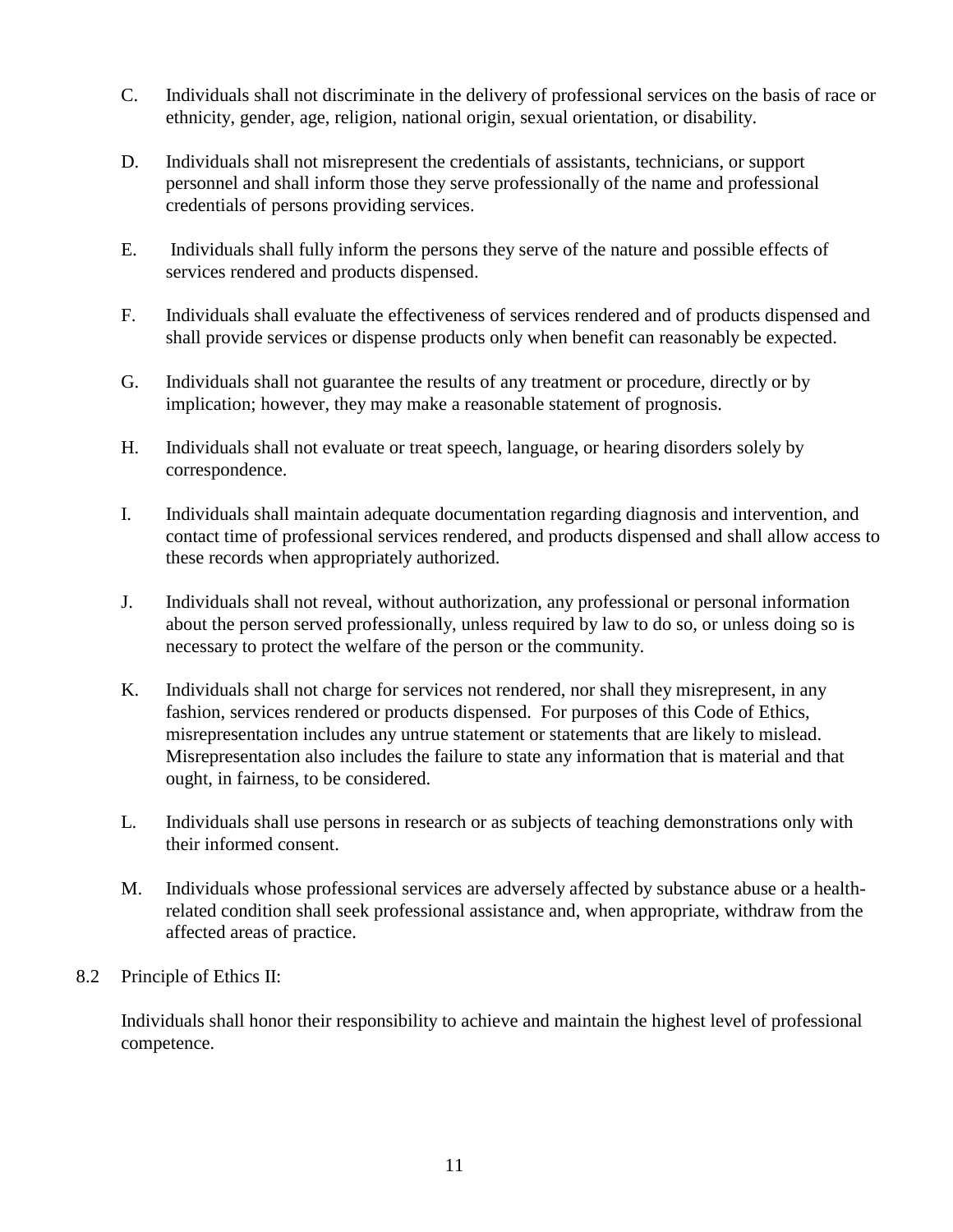C. Individuals shall not discriminate in the delivery of professional services on the basis of race or ethnicity, gender, age, religion, national origin, sexual orientation, or disability.

D. Individuals shall not misrepresent the credentials of assistants, technicians, or support personnel and shall inform those they serve professionally of the name and professional credentials of persons providing services.

E. Individuals shall fully inform the persons they serve of the nature and possible effects of services rendered and products dispensed.

F. Individuals shall evaluate the effectiveness of services rendered and of products dispensed and shall provide services or dispense products only when benefit can reasonably be expected.

G. Individuals shall not guarantee the results of any treatment or procedure, directly or by implication; however, they may make a reasonable statement of prognosis.

H. Individuals shall not evaluate or treat speech, language, or hearing disorders solely by correspondence.

I. Individuals shall maintain adequate documentation regarding diagnosis and intervention, and contact time of professional services rendered, and products dispensed and shall allow access to these records when appropriately authorized.

J. Individuals shall not reveal, without authorization, any professional or personal information about the person served professionally, unless required by law to do so, or unless doing so is necessary to protect the welfare of the person or the community.

K. Individuals shall not charge for services not rendered, nor shall they misrepresent, in any fashion, services rendered or products dispensed. For purposes of this Code of Ethics, misrepresentation includes any untrue statement or statements that are likely to mislead. Misrepresentation also includes the failure to state any information that is material and that ought, in fairness, to be considered.

L. Individuals shall use persons in research or as subjects of teaching demonstrations only with their informed consent.

M. Individuals whose professional services are adversely affected by substance abuse or a health-related condition shall seek professional assistance and, when appropriate, withdraw from the affected areas of practice.

8.2 Principle of Ethics II:

Individuals shall honor their responsibility to achieve and maintain the highest level of professional competence.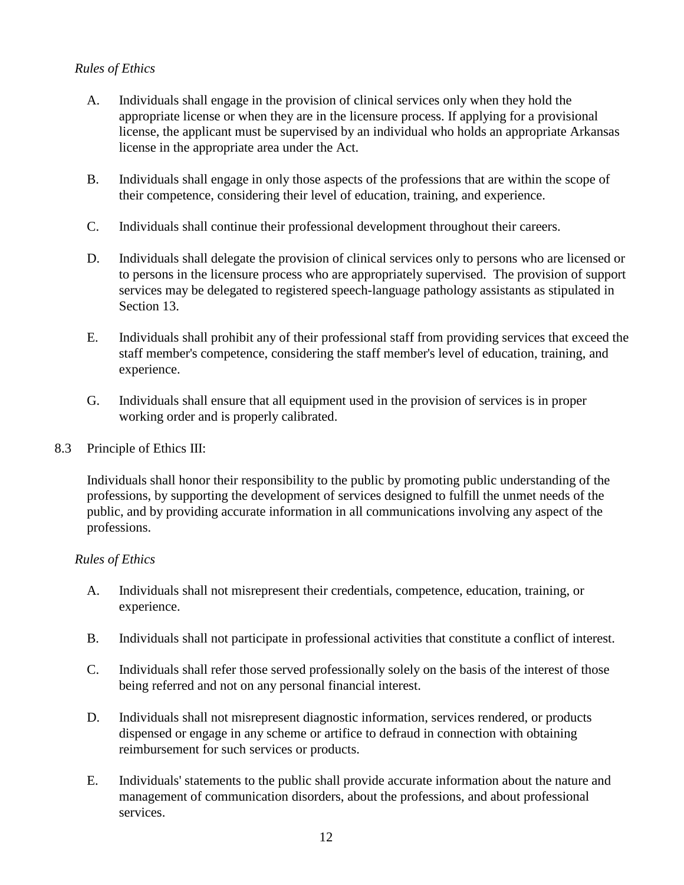*Rules of Ethics*

A. Individuals shall engage in the provision of clinical services only when they hold the appropriate license or when they are in the licensure process. If applying for a provisional license, the applicant must be supervised by an individual who holds an appropriate Arkansas license in the appropriate area under the Act.

B. Individuals shall engage in only those aspects of the professions that are within the scope of their competence, considering their level of education, training, and experience.

C. Individuals shall continue their professional development throughout their careers.

D. Individuals shall delegate the provision of clinical services only to persons who are licensed or to persons in the licensure process who are appropriately supervised. The provision of support services may be delegated to registered speech-language pathology assistants as stipulated in Section 13.

E. Individuals shall prohibit any of their professional staff from providing services that exceed the staff member's competence, considering the staff member's level of education, training, and experience.

G. Individuals shall ensure that all equipment used in the provision of services is in proper working order and is properly calibrated.

8.3 Principle of Ethics III:

Individuals shall honor their responsibility to the public by promoting public understanding of the professions, by supporting the development of services designed to fulfill the unmet needs of the public, and by providing accurate information in all communications involving any aspect of the professions.

*Rules of Ethics*

A. Individuals shall not misrepresent their credentials, competence, education, training, or experience.

B. Individuals shall not participate in professional activities that constitute a conflict of interest.

C. Individuals shall refer those served professionally solely on the basis of the interest of those being referred and not on any personal financial interest.

D. Individuals shall not misrepresent diagnostic information, services rendered, or products dispensed or engage in any scheme or artifice to defraud in connection with obtaining reimbursement for such services or products.

E. Individuals' statements to the public shall provide accurate information about the nature and management of communication disorders, about the professions, and about professional services.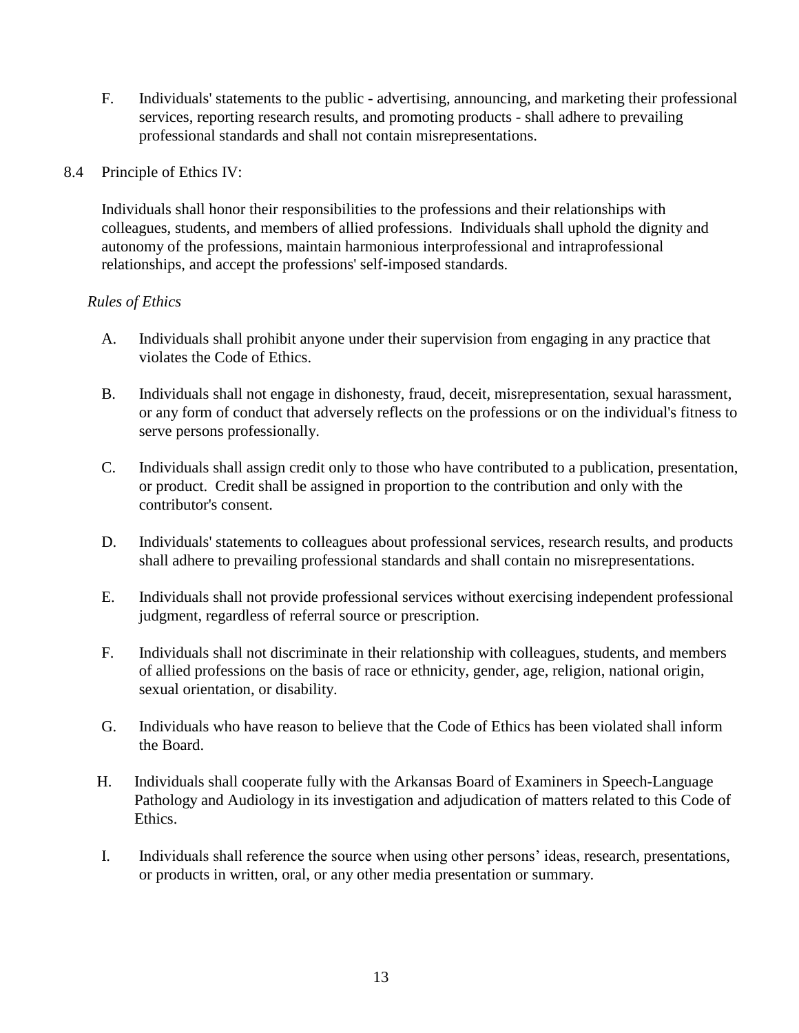F. Individuals' statements to the public - advertising, announcing, and marketing their professional services, reporting research results, and promoting products - shall adhere to prevailing professional standards and shall not contain misrepresentations.

8.4 Principle of Ethics IV:

Individuals shall honor their responsibilities to the professions and their relationships with colleagues, students, and members of allied professions. Individuals shall uphold the dignity and autonomy of the professions, maintain harmonious interprofessional and intraprofessional relationships, and accept the professions' self-imposed standards.

*Rules of Ethics*

A. Individuals shall prohibit anyone under their supervision from engaging in any practice that violates the Code of Ethics.

B. Individuals shall not engage in dishonesty, fraud, deceit, misrepresentation, sexual harassment, or any form of conduct that adversely reflects on the professions or on the individual's fitness to serve persons professionally.

C. Individuals shall assign credit only to those who have contributed to a publication, presentation, or product. Credit shall be assigned in proportion to the contribution and only with the contributor's consent.

D. Individuals' statements to colleagues about professional services, research results, and products shall adhere to prevailing professional standards and shall contain no misrepresentations.

E. Individuals shall not provide professional services without exercising independent professional judgment, regardless of referral source or prescription.

F. Individuals shall not discriminate in their relationship with colleagues, students, and members of allied professions on the basis of race or ethnicity, gender, age, religion, national origin, sexual orientation, or disability.

G. Individuals who have reason to believe that the Code of Ethics has been violated shall inform the Board.

H. Individuals shall cooperate fully with the Arkansas Board of Examiners in Speech-Language Pathology and Audiology in its investigation and adjudication of matters related to this Code of Ethics.

I. Individuals shall reference the source when using other persons' ideas, research, presentations, or products in written, oral, or any other media presentation or summary.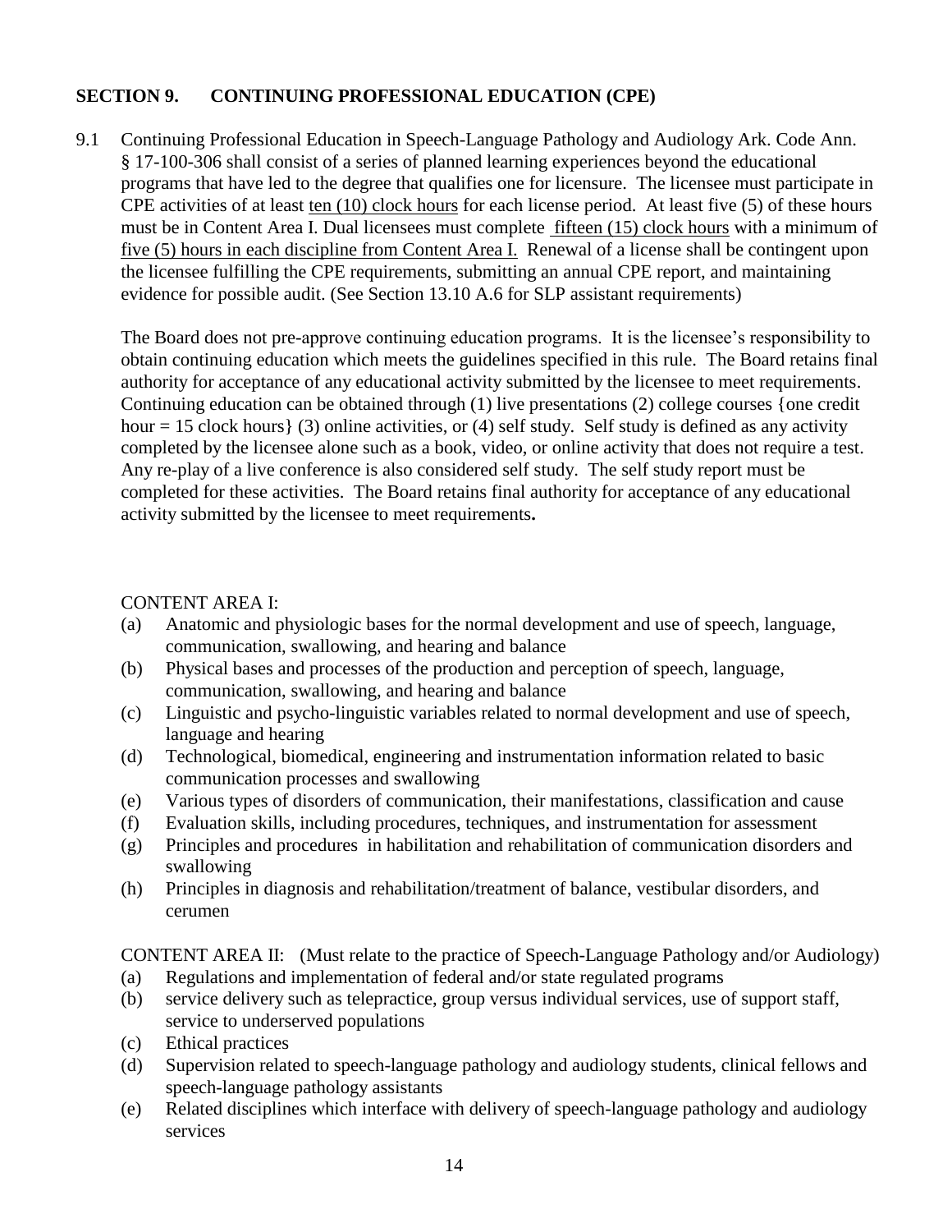## SECTION 9. CONTINUING PROFESSIONAL EDUCATION (CPE)

9.1 Continuing Professional Education in Speech-Language Pathology and Audiology Ark. Code Ann. § 17-100-306 shall consist of a series of planned learning experiences beyond the educational programs that have led to the degree that qualifies one for licensure. The licensee must participate in CPE activities of at least <u>ten (10) clock hours</u> for each license period. At least five (5) of these hours must be in Content Area I. Dual licensees must complete <u>fifteen (15) clock hours</u> with a minimum of <u>five (5) hours in each discipline from Content Area I.</u> Renewal of a license shall be contingent upon the licensee fulfilling the CPE requirements, submitting an annual CPE report, and maintaining evidence for possible audit. (See Section 13.10 A.6 for SLP assistant requirements)

The Board does not pre-approve continuing education programs. It is the licensee's responsibility to obtain continuing education which meets the guidelines specified in this rule. The Board retains final authority for acceptance of any educational activity submitted by the licensee to meet requirements. Continuing education can be obtained through (1) live presentations (2) college courses {one credit hour = 15 clock hours} (3) online activities, or (4) self study. Self study is defined as any activity completed by the licensee alone such as a book, video, or online activity that does not require a test. Any re-play of a live conference is also considered self study. The self study report must be completed for these activities. The Board retains final authority for acceptance of any educational activity submitted by the licensee to meet requirements**.**

CONTENT AREA I:

- (a) Anatomic and physiologic bases for the normal development and use of speech, language, communication, swallowing, and hearing and balance
- (b) Physical bases and processes of the production and perception of speech, language, communication, swallowing, and hearing and balance
- (c) Linguistic and psycho-linguistic variables related to normal development and use of speech, language and hearing
- (d) Technological, biomedical, engineering and instrumentation information related to basic communication processes and swallowing
- (e) Various types of disorders of communication, their manifestations, classification and cause
- (f) Evaluation skills, including procedures, techniques, and instrumentation for assessment
- (g) Principles and procedures in habilitation and rehabilitation of communication disorders and swallowing
- (h) Principles in diagnosis and rehabilitation/treatment of balance, vestibular disorders, and cerumen

CONTENT AREA II: (Must relate to the practice of Speech-Language Pathology and/or Audiology)

- (a) Regulations and implementation of federal and/or state regulated programs
- (b) service delivery such as telepractice, group versus individual services, use of support staff, service to underserved populations
- (c) Ethical practices
- (d) Supervision related to speech-language pathology and audiology students, clinical fellows and speech-language pathology assistants
- (e) Related disciplines which interface with delivery of speech-language pathology and audiology services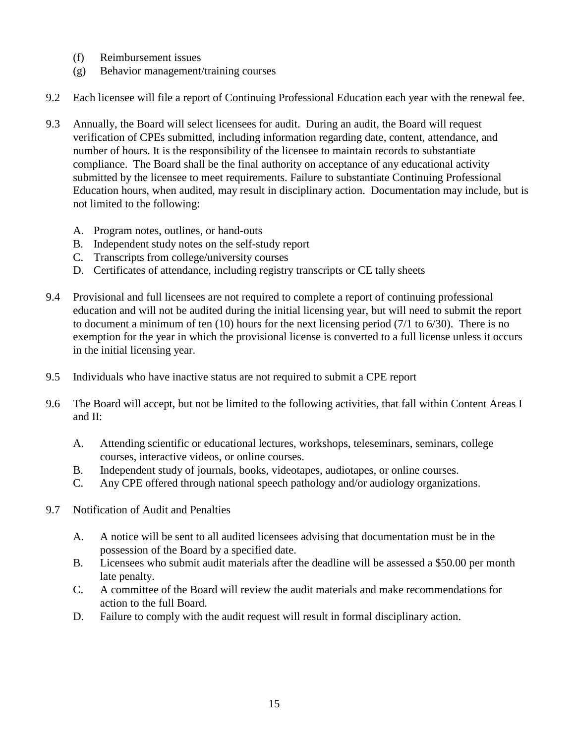(f) Reimbursement issues
(g) Behavior management/training courses

9.2 Each licensee will file a report of Continuing Professional Education each year with the renewal fee.

9.3 Annually, the Board will select licensees for audit. During an audit, the Board will request verification of CPEs submitted, including information regarding date, content, attendance, and number of hours. It is the responsibility of the licensee to maintain records to substantiate compliance. The Board shall be the final authority on acceptance of any educational activity submitted by the licensee to meet requirements. Failure to substantiate Continuing Professional Education hours, when audited, may result in disciplinary action. Documentation may include, but is not limited to the following:

A. Program notes, outlines, or hand-outs
B. Independent study notes on the self-study report
C. Transcripts from college/university courses
D. Certificates of attendance, including registry transcripts or CE tally sheets

9.4 Provisional and full licensees are not required to complete a report of continuing professional education and will not be audited during the initial licensing year, but will need to submit the report to document a minimum of ten (10) hours for the next licensing period (7/1 to 6/30). There is no exemption for the year in which the provisional license is converted to a full license unless it occurs in the initial licensing year.

9.5 Individuals who have inactive status are not required to submit a CPE report

9.6 The Board will accept, but not be limited to the following activities, that fall within Content Areas I and II:

A. Attending scientific or educational lectures, workshops, teleseminars, seminars, college courses, interactive videos, or online courses.
B. Independent study of journals, books, videotapes, audiotapes, or online courses.
C. Any CPE offered through national speech pathology and/or audiology organizations.

9.7 Notification of Audit and Penalties

A. A notice will be sent to all audited licensees advising that documentation must be in the possession of the Board by a specified date.
B. Licensees who submit audit materials after the deadline will be assessed a $50.00 per month late penalty.
C. A committee of the Board will review the audit materials and make recommendations for action to the full Board.
D. Failure to comply with the audit request will result in formal disciplinary action.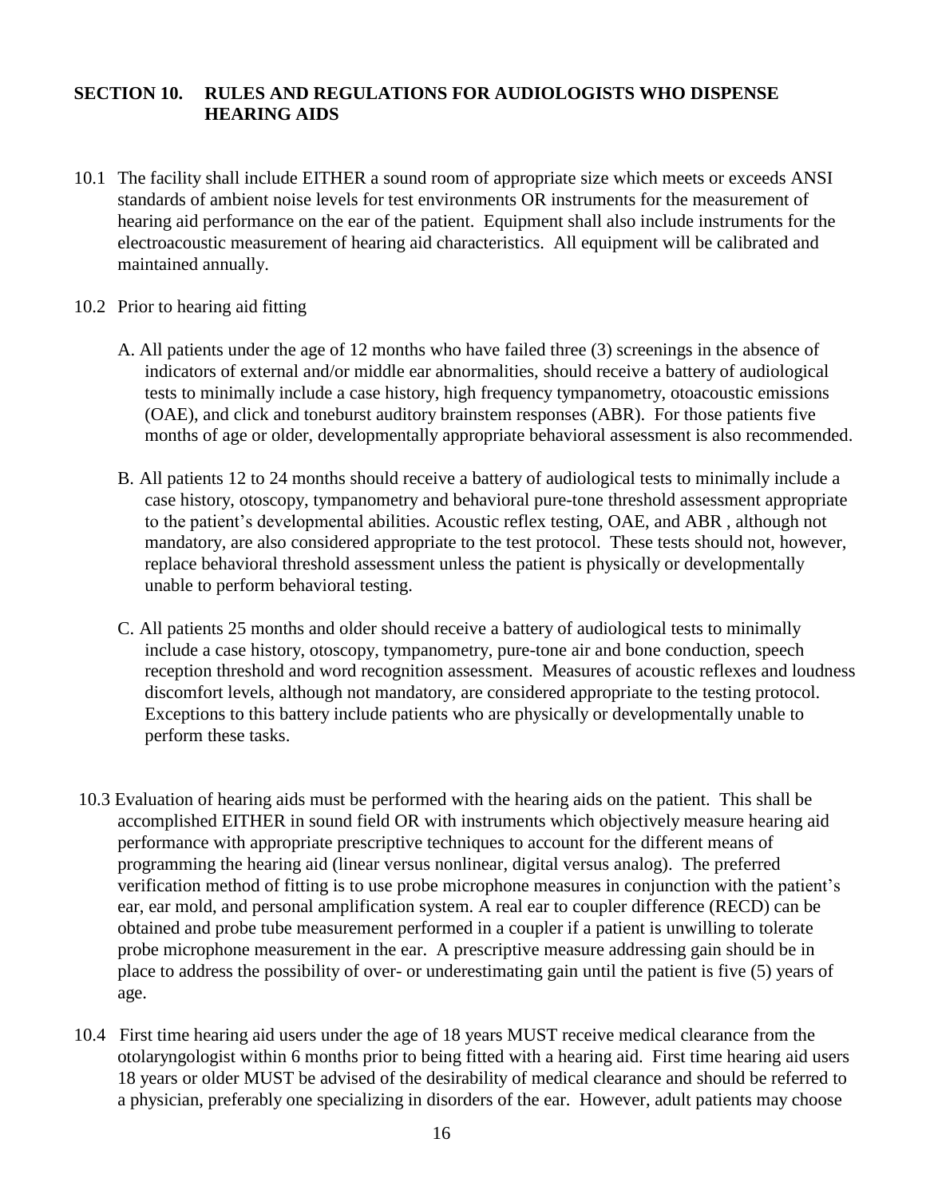## SECTION 10. RULES AND REGULATIONS FOR AUDIOLOGISTS WHO DISPENSE HEARING AIDS

10.1 The facility shall include EITHER a sound room of appropriate size which meets or exceeds ANSI standards of ambient noise levels for test environments OR instruments for the measurement of hearing aid performance on the ear of the patient. Equipment shall also include instruments for the electroacoustic measurement of hearing aid characteristics. All equipment will be calibrated and maintained annually.

10.2 Prior to hearing aid fitting

A. All patients under the age of 12 months who have failed three (3) screenings in the absence of indicators of external and/or middle ear abnormalities, should receive a battery of audiological tests to minimally include a case history, high frequency tympanometry, otoacoustic emissions (OAE), and click and toneburst auditory brainstem responses (ABR). For those patients five months of age or older, developmentally appropriate behavioral assessment is also recommended.

B. All patients 12 to 24 months should receive a battery of audiological tests to minimally include a case history, otoscopy, tympanometry and behavioral pure-tone threshold assessment appropriate to the patient's developmental abilities. Acoustic reflex testing, OAE, and ABR , although not mandatory, are also considered appropriate to the test protocol. These tests should not, however, replace behavioral threshold assessment unless the patient is physically or developmentally unable to perform behavioral testing.

C. All patients 25 months and older should receive a battery of audiological tests to minimally include a case history, otoscopy, tympanometry, pure-tone air and bone conduction, speech reception threshold and word recognition assessment. Measures of acoustic reflexes and loudness discomfort levels, although not mandatory, are considered appropriate to the testing protocol. Exceptions to this battery include patients who are physically or developmentally unable to perform these tasks.

10.3 Evaluation of hearing aids must be performed with the hearing aids on the patient. This shall be accomplished EITHER in sound field OR with instruments which objectively measure hearing aid performance with appropriate prescriptive techniques to account for the different means of programming the hearing aid (linear versus nonlinear, digital versus analog). The preferred verification method of fitting is to use probe microphone measures in conjunction with the patient's ear, ear mold, and personal amplification system. A real ear to coupler difference (RECD) can be obtained and probe tube measurement performed in a coupler if a patient is unwilling to tolerate probe microphone measurement in the ear. A prescriptive measure addressing gain should be in place to address the possibility of over- or underestimating gain until the patient is five (5) years of age.

10.4 First time hearing aid users under the age of 18 years MUST receive medical clearance from the otolaryngologist within 6 months prior to being fitted with a hearing aid. First time hearing aid users 18 years or older MUST be advised of the desirability of medical clearance and should be referred to a physician, preferably one specializing in disorders of the ear. However, adult patients may choose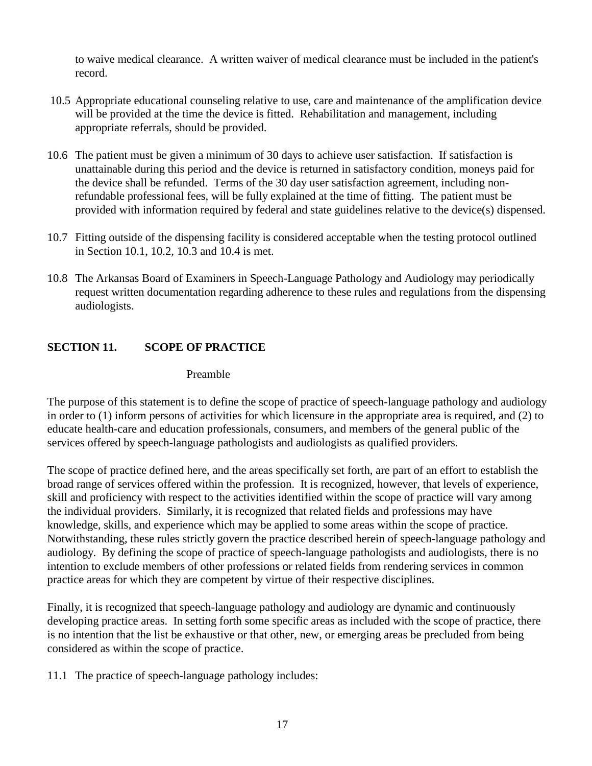to waive medical clearance. A written waiver of medical clearance must be included in the patient's record.

10.5 Appropriate educational counseling relative to use, care and maintenance of the amplification device will be provided at the time the device is fitted. Rehabilitation and management, including appropriate referrals, should be provided.

10.6 The patient must be given a minimum of 30 days to achieve user satisfaction. If satisfaction is unattainable during this period and the device is returned in satisfactory condition, moneys paid for the device shall be refunded. Terms of the 30 day user satisfaction agreement, including non-refundable professional fees, will be fully explained at the time of fitting. The patient must be provided with information required by federal and state guidelines relative to the device(s) dispensed.

10.7 Fitting outside of the dispensing facility is considered acceptable when the testing protocol outlined in Section 10.1, 10.2, 10.3 and 10.4 is met.

10.8 The Arkansas Board of Examiners in Speech-Language Pathology and Audiology may periodically request written documentation regarding adherence to these rules and regulations from the dispensing audiologists.

## SECTION 11. SCOPE OF PRACTICE

Preamble

The purpose of this statement is to define the scope of practice of speech-language pathology and audiology in order to (1) inform persons of activities for which licensure in the appropriate area is required, and (2) to educate health-care and education professionals, consumers, and members of the general public of the services offered by speech-language pathologists and audiologists as qualified providers.

The scope of practice defined here, and the areas specifically set forth, are part of an effort to establish the broad range of services offered within the profession. It is recognized, however, that levels of experience, skill and proficiency with respect to the activities identified within the scope of practice will vary among the individual providers. Similarly, it is recognized that related fields and professions may have knowledge, skills, and experience which may be applied to some areas within the scope of practice. Notwithstanding, these rules strictly govern the practice described herein of speech-language pathology and audiology. By defining the scope of practice of speech-language pathologists and audiologists, there is no intention to exclude members of other professions or related fields from rendering services in common practice areas for which they are competent by virtue of their respective disciplines.

Finally, it is recognized that speech-language pathology and audiology are dynamic and continuously developing practice areas. In setting forth some specific areas as included with the scope of practice, there is no intention that the list be exhaustive or that other, new, or emerging areas be precluded from being considered as within the scope of practice.

11.1 The practice of speech-language pathology includes: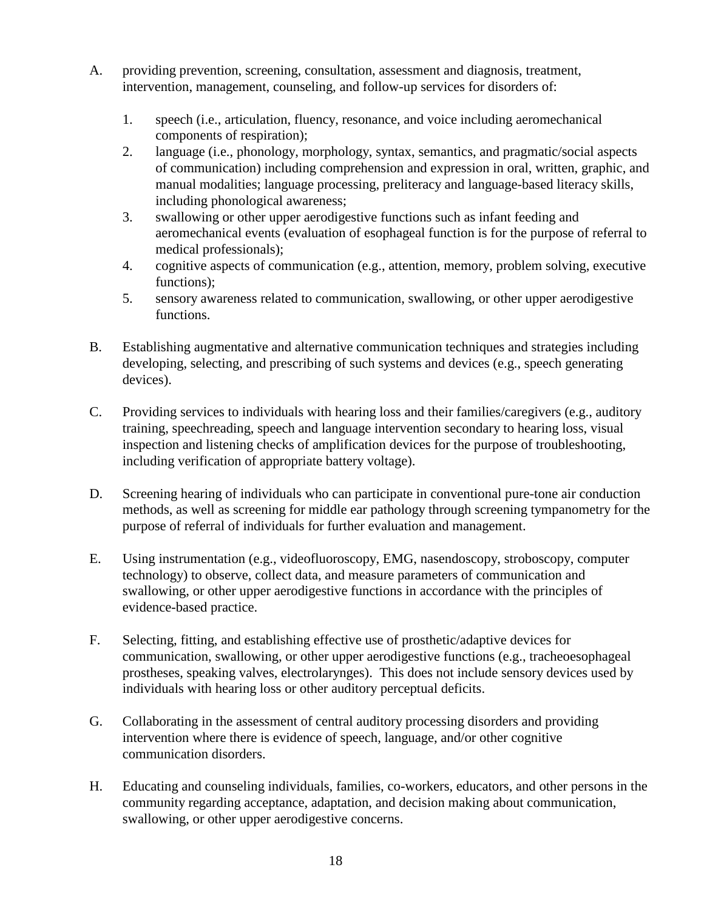A. providing prevention, screening, consultation, assessment and diagnosis, treatment, intervention, management, counseling, and follow-up services for disorders of:

   1. speech (i.e., articulation, fluency, resonance, and voice including aeromechanical components of respiration);
   2. language (i.e., phonology, morphology, syntax, semantics, and pragmatic/social aspects of communication) including comprehension and expression in oral, written, graphic, and manual modalities; language processing, preliteracy and language-based literacy skills, including phonological awareness;
   3. swallowing or other upper aerodigestive functions such as infant feeding and aeromechanical events (evaluation of esophageal function is for the purpose of referral to medical professionals);
   4. cognitive aspects of communication (e.g., attention, memory, problem solving, executive functions);
   5. sensory awareness related to communication, swallowing, or other upper aerodigestive functions.

B. Establishing augmentative and alternative communication techniques and strategies including developing, selecting, and prescribing of such systems and devices (e.g., speech generating devices).

C. Providing services to individuals with hearing loss and their families/caregivers (e.g., auditory training, speechreading, speech and language intervention secondary to hearing loss, visual inspection and listening checks of amplification devices for the purpose of troubleshooting, including verification of appropriate battery voltage).

D. Screening hearing of individuals who can participate in conventional pure-tone air conduction methods, as well as screening for middle ear pathology through screening tympanometry for the purpose of referral of individuals for further evaluation and management.

E. Using instrumentation (e.g., videofluoroscopy, EMG, nasendoscopy, stroboscopy, computer technology) to observe, collect data, and measure parameters of communication and swallowing, or other upper aerodigestive functions in accordance with the principles of evidence-based practice.

F. Selecting, fitting, and establishing effective use of prosthetic/adaptive devices for communication, swallowing, or other upper aerodigestive functions (e.g., tracheoesophageal prostheses, speaking valves, electrolarynges). This does not include sensory devices used by individuals with hearing loss or other auditory perceptual deficits.

G. Collaborating in the assessment of central auditory processing disorders and providing intervention where there is evidence of speech, language, and/or other cognitive communication disorders.

H. Educating and counseling individuals, families, co-workers, educators, and other persons in the community regarding acceptance, adaptation, and decision making about communication, swallowing, or other upper aerodigestive concerns.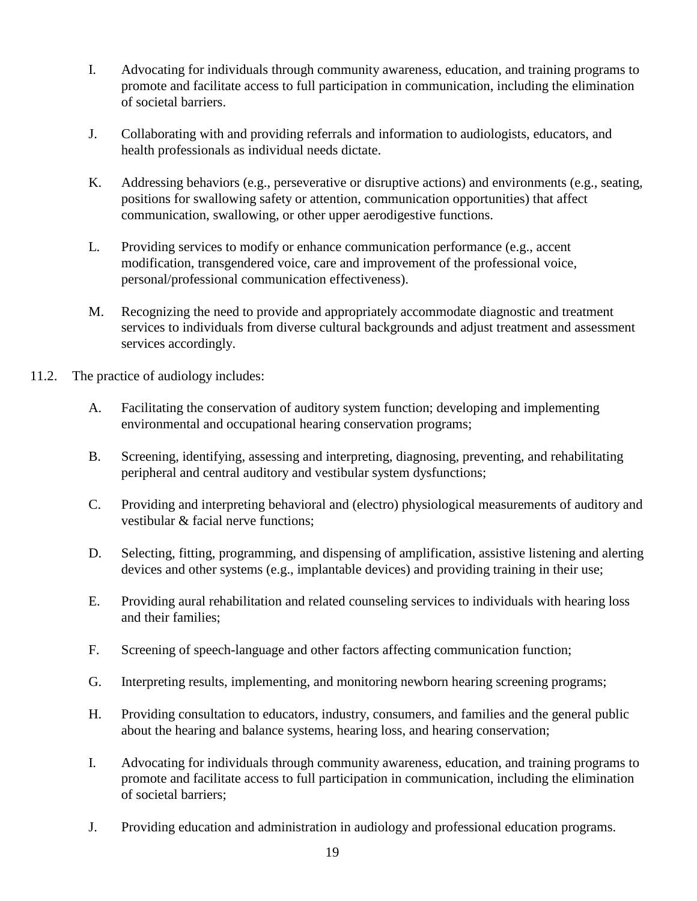I. Advocating for individuals through community awareness, education, and training programs to promote and facilitate access to full participation in communication, including the elimination of societal barriers.

J. Collaborating with and providing referrals and information to audiologists, educators, and health professionals as individual needs dictate.

K. Addressing behaviors (e.g., perseverative or disruptive actions) and environments (e.g., seating, positions for swallowing safety or attention, communication opportunities) that affect communication, swallowing, or other upper aerodigestive functions.

L. Providing services to modify or enhance communication performance (e.g., accent modification, transgendered voice, care and improvement of the professional voice, personal/professional communication effectiveness).

M. Recognizing the need to provide and appropriately accommodate diagnostic and treatment services to individuals from diverse cultural backgrounds and adjust treatment and assessment services accordingly.

11.2. The practice of audiology includes:

A. Facilitating the conservation of auditory system function; developing and implementing environmental and occupational hearing conservation programs;

B. Screening, identifying, assessing and interpreting, diagnosing, preventing, and rehabilitating peripheral and central auditory and vestibular system dysfunctions;

C. Providing and interpreting behavioral and (electro) physiological measurements of auditory and vestibular & facial nerve functions;

D. Selecting, fitting, programming, and dispensing of amplification, assistive listening and alerting devices and other systems (e.g., implantable devices) and providing training in their use;

E. Providing aural rehabilitation and related counseling services to individuals with hearing loss and their families;

F. Screening of speech-language and other factors affecting communication function;

G. Interpreting results, implementing, and monitoring newborn hearing screening programs;

H. Providing consultation to educators, industry, consumers, and families and the general public about the hearing and balance systems, hearing loss, and hearing conservation;

I. Advocating for individuals through community awareness, education, and training programs to promote and facilitate access to full participation in communication, including the elimination of societal barriers;

J. Providing education and administration in audiology and professional education programs.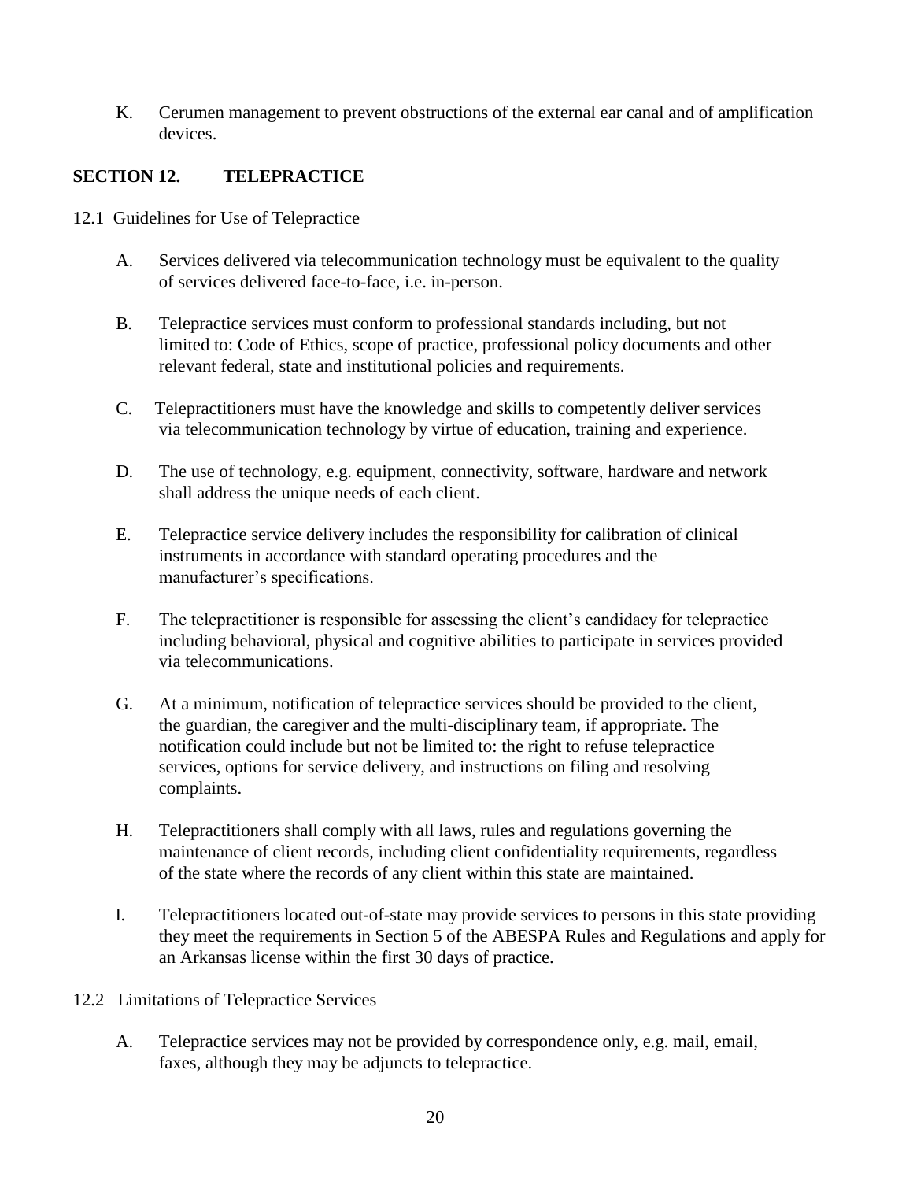K. Cerumen management to prevent obstructions of the external ear canal and of amplification devices.

## SECTION 12. TELEPRACTICE

12.1 Guidelines for Use of Telepractice

A. Services delivered via telecommunication technology must be equivalent to the quality of services delivered face-to-face, i.e. in-person.

B. Telepractice services must conform to professional standards including, but not limited to: Code of Ethics, scope of practice, professional policy documents and other relevant federal, state and institutional policies and requirements.

C. Telepractitioners must have the knowledge and skills to competently deliver services via telecommunication technology by virtue of education, training and experience.

D. The use of technology, e.g. equipment, connectivity, software, hardware and network shall address the unique needs of each client.

E. Telepractice service delivery includes the responsibility for calibration of clinical instruments in accordance with standard operating procedures and the manufacturer's specifications.

F. The telepractitioner is responsible for assessing the client's candidacy for telepractice including behavioral, physical and cognitive abilities to participate in services provided via telecommunications.

G. At a minimum, notification of telepractice services should be provided to the client, the guardian, the caregiver and the multi-disciplinary team, if appropriate. The notification could include but not be limited to: the right to refuse telepractice services, options for service delivery, and instructions on filing and resolving complaints.

H. Telepractitioners shall comply with all laws, rules and regulations governing the maintenance of client records, including client confidentiality requirements, regardless of the state where the records of any client within this state are maintained.

I. Telepractitioners located out-of-state may provide services to persons in this state providing they meet the requirements in Section 5 of the ABESPA Rules and Regulations and apply for an Arkansas license within the first 30 days of practice.

12.2 Limitations of Telepractice Services

A. Telepractice services may not be provided by correspondence only, e.g. mail, email, faxes, although they may be adjuncts to telepractice.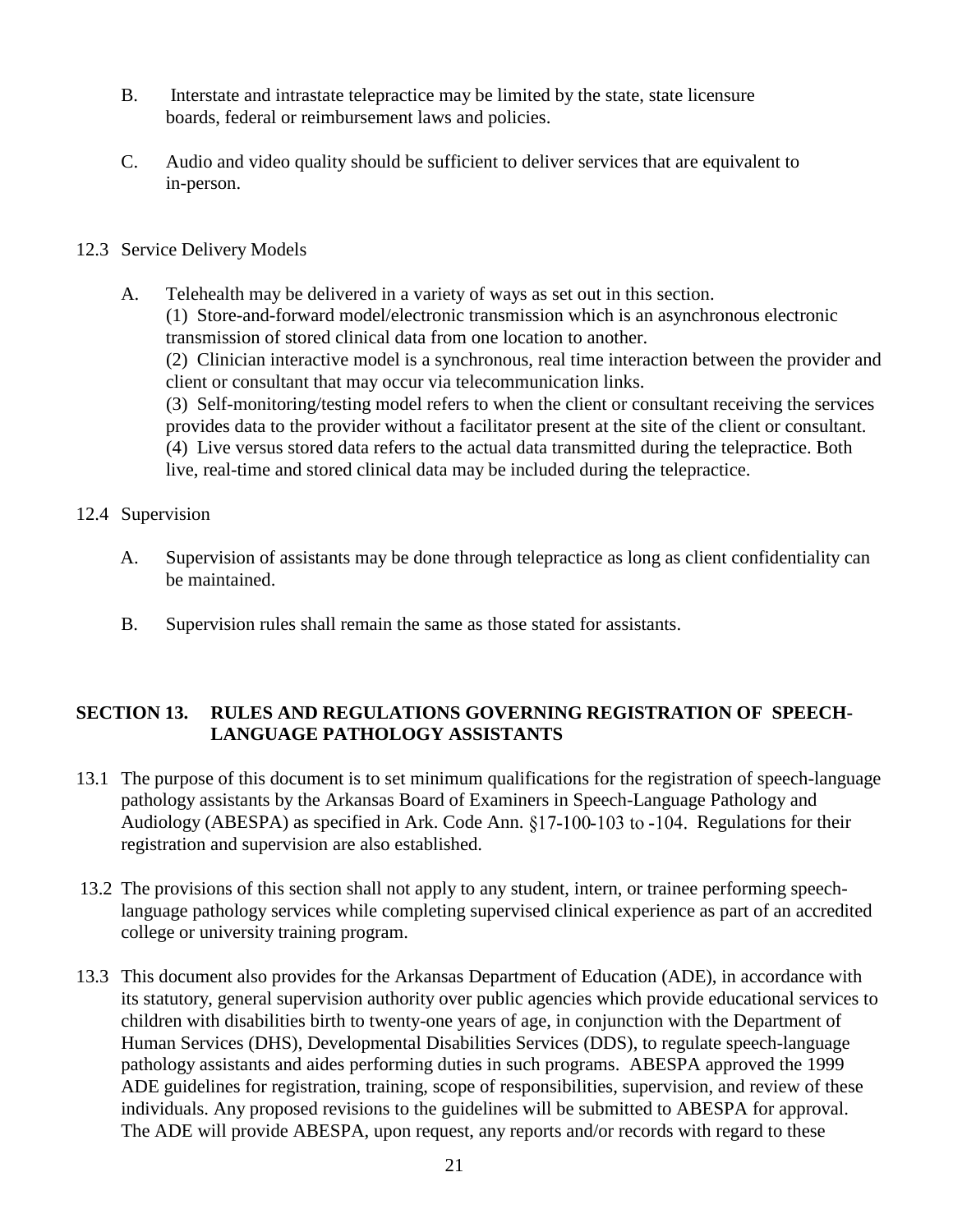B. Interstate and intrastate telepractice may be limited by the state, state licensure boards, federal or reimbursement laws and policies.

C. Audio and video quality should be sufficient to deliver services that are equivalent to in-person.

12.3 Service Delivery Models

A. Telehealth may be delivered in a variety of ways as set out in this section.
(1) Store-and-forward model/electronic transmission which is an asynchronous electronic transmission of stored clinical data from one location to another.
(2) Clinician interactive model is a synchronous, real time interaction between the provider and client or consultant that may occur via telecommunication links.
(3) Self-monitoring/testing model refers to when the client or consultant receiving the services provides data to the provider without a facilitator present at the site of the client or consultant.
(4) Live versus stored data refers to the actual data transmitted during the telepractice. Both live, real-time and stored clinical data may be included during the telepractice.

12.4 Supervision

A. Supervision of assistants may be done through telepractice as long as client confidentiality can be maintained.

B. Supervision rules shall remain the same as those stated for assistants.

## SECTION 13. RULES AND REGULATIONS GOVERNING REGISTRATION OF SPEECH-LANGUAGE PATHOLOGY ASSISTANTS

13.1 The purpose of this document is to set minimum qualifications for the registration of speech-language pathology assistants by the Arkansas Board of Examiners in Speech-Language Pathology and Audiology (ABESPA) as specified in Ark. Code Ann. §17-100-103 to -104. Regulations for their registration and supervision are also established.

13.2 The provisions of this section shall not apply to any student, intern, or trainee performing speech-language pathology services while completing supervised clinical experience as part of an accredited college or university training program.

13.3 This document also provides for the Arkansas Department of Education (ADE), in accordance with its statutory, general supervision authority over public agencies which provide educational services to children with disabilities birth to twenty-one years of age, in conjunction with the Department of Human Services (DHS), Developmental Disabilities Services (DDS), to regulate speech-language pathology assistants and aides performing duties in such programs. ABESPA approved the 1999 ADE guidelines for registration, training, scope of responsibilities, supervision, and review of these individuals. Any proposed revisions to the guidelines will be submitted to ABESPA for approval. The ADE will provide ABESPA, upon request, any reports and/or records with regard to these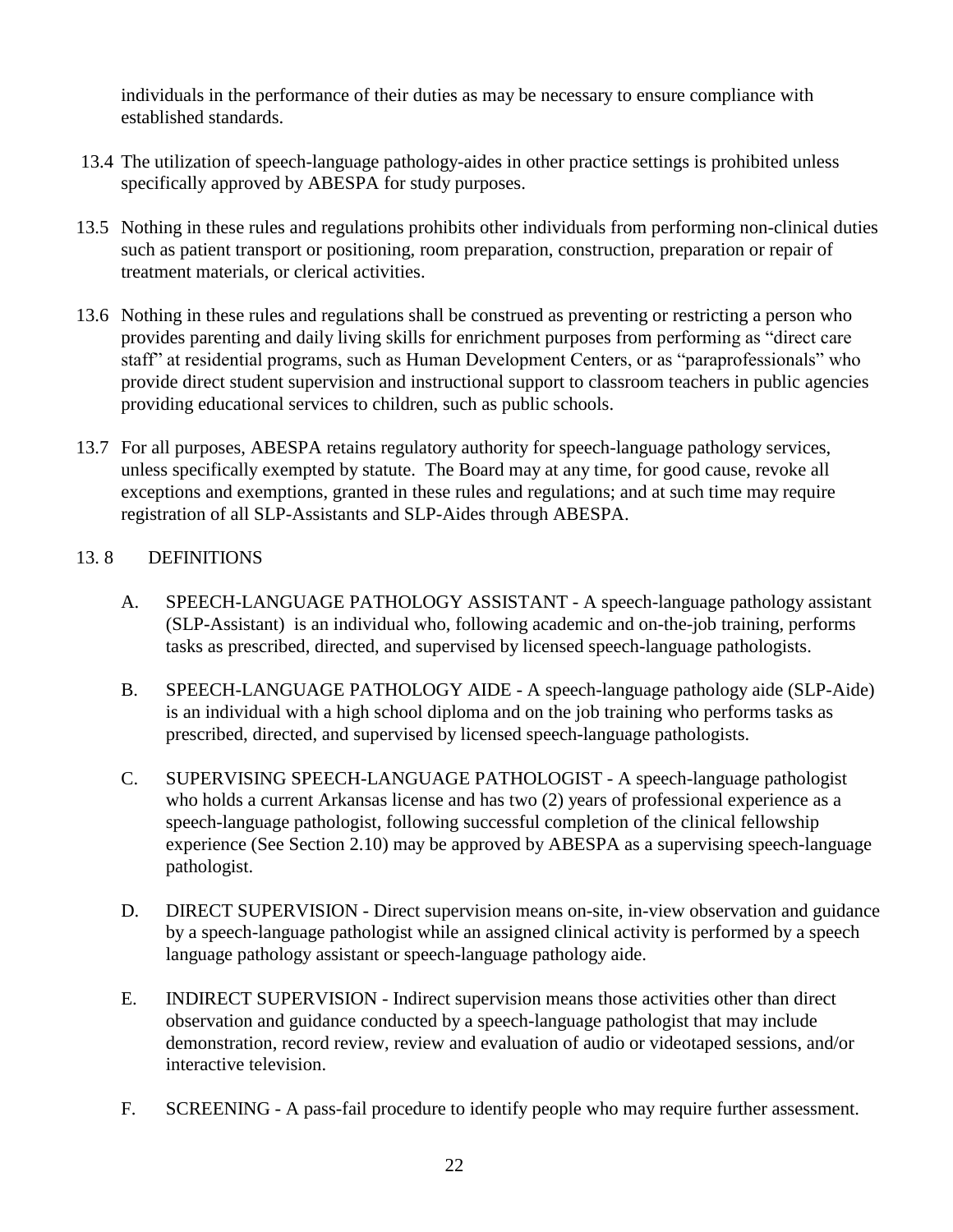individuals in the performance of their duties as may be necessary to ensure compliance with established standards.

13.4 The utilization of speech-language pathology-aides in other practice settings is prohibited unless specifically approved by ABESPA for study purposes.

13.5 Nothing in these rules and regulations prohibits other individuals from performing non-clinical duties such as patient transport or positioning, room preparation, construction, preparation or repair of treatment materials, or clerical activities.

13.6 Nothing in these rules and regulations shall be construed as preventing or restricting a person who provides parenting and daily living skills for enrichment purposes from performing as "direct care staff" at residential programs, such as Human Development Centers, or as "paraprofessionals" who provide direct student supervision and instructional support to classroom teachers in public agencies providing educational services to children, such as public schools.

13.7 For all purposes, ABESPA retains regulatory authority for speech-language pathology services, unless specifically exempted by statute. The Board may at any time, for good cause, revoke all exceptions and exemptions, granted in these rules and regulations; and at such time may require registration of all SLP-Assistants and SLP-Aides through ABESPA.

13. 8 DEFINITIONS

A. SPEECH-LANGUAGE PATHOLOGY ASSISTANT - A speech-language pathology assistant (SLP-Assistant) is an individual who, following academic and on-the-job training, performs tasks as prescribed, directed, and supervised by licensed speech-language pathologists.

B. SPEECH-LANGUAGE PATHOLOGY AIDE - A speech-language pathology aide (SLP-Aide) is an individual with a high school diploma and on the job training who performs tasks as prescribed, directed, and supervised by licensed speech-language pathologists.

C. SUPERVISING SPEECH-LANGUAGE PATHOLOGIST - A speech-language pathologist who holds a current Arkansas license and has two (2) years of professional experience as a speech-language pathologist, following successful completion of the clinical fellowship experience (See Section 2.10) may be approved by ABESPA as a supervising speech-language pathologist.

D. DIRECT SUPERVISION - Direct supervision means on-site, in-view observation and guidance by a speech-language pathologist while an assigned clinical activity is performed by a speech language pathology assistant or speech-language pathology aide.

E. INDIRECT SUPERVISION - Indirect supervision means those activities other than direct observation and guidance conducted by a speech-language pathologist that may include demonstration, record review, review and evaluation of audio or videotaped sessions, and/or interactive television.

F. SCREENING - A pass-fail procedure to identify people who may require further assessment.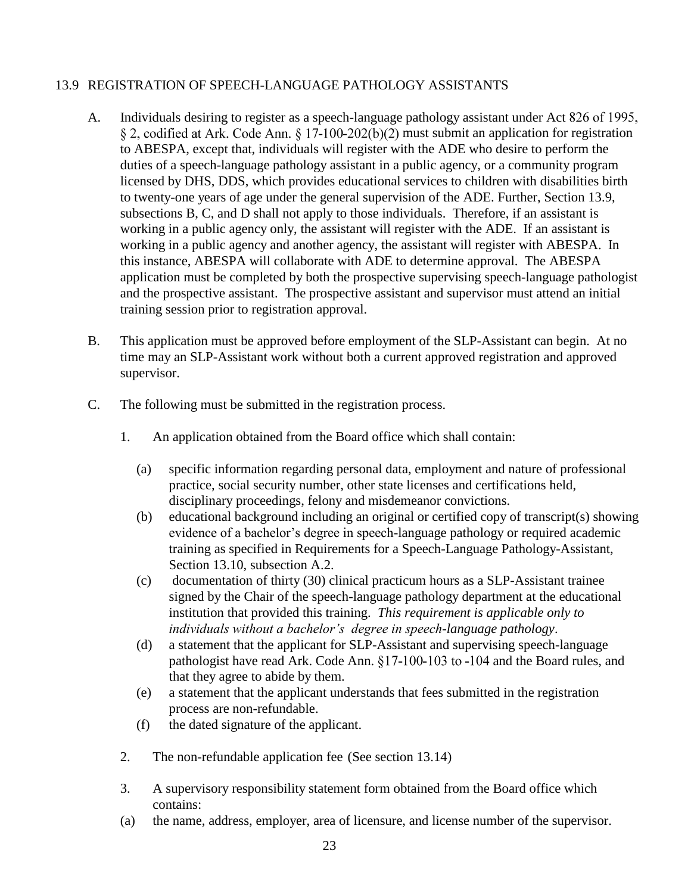## 13.9 REGISTRATION OF SPEECH-LANGUAGE PATHOLOGY ASSISTANTS

A. Individuals desiring to register as a speech-language pathology assistant under Act 826 of 1995, § 2, codified at Ark. Code Ann. § 17-100-202(b)(2) must submit an application for registration to ABESPA, except that, individuals will register with the ADE who desire to perform the duties of a speech-language pathology assistant in a public agency, or a community program licensed by DHS, DDS, which provides educational services to children with disabilities birth to twenty-one years of age under the general supervision of the ADE. Further, Section 13.9, subsections B, C, and D shall not apply to those individuals. Therefore, if an assistant is working in a public agency only, the assistant will register with the ADE. If an assistant is working in a public agency and another agency, the assistant will register with ABESPA. In this instance, ABESPA will collaborate with ADE to determine approval. The ABESPA application must be completed by both the prospective supervising speech-language pathologist and the prospective assistant. The prospective assistant and supervisor must attend an initial training session prior to registration approval.

B. This application must be approved before employment of the SLP-Assistant can begin. At no time may an SLP-Assistant work without both a current approved registration and approved supervisor.

C. The following must be submitted in the registration process.

1. An application obtained from the Board office which shall contain:

   (a) specific information regarding personal data, employment and nature of professional practice, social security number, other state licenses and certifications held, disciplinary proceedings, felony and misdemeanor convictions.

   (b) educational background including an original or certified copy of transcript(s) showing evidence of a bachelor's degree in speech-language pathology or required academic training as specified in Requirements for a Speech-Language Pathology-Assistant, Section 13.10, subsection A.2.

   (c) documentation of thirty (30) clinical practicum hours as a SLP-Assistant trainee signed by the Chair of the speech-language pathology department at the educational institution that provided this training. *This requirement is applicable only to individuals without a bachelor's degree in speech-language pathology*.

   (d) a statement that the applicant for SLP-Assistant and supervising speech-language pathologist have read Ark. Code Ann. §17-100-103 to -104 and the Board rules, and that they agree to abide by them.

   (e) a statement that the applicant understands that fees submitted in the registration process are non-refundable.

   (f) the dated signature of the applicant.

2. The non-refundable application fee (See section 13.14)

3. A supervisory responsibility statement form obtained from the Board office which contains:

(a) the name, address, employer, area of licensure, and license number of the supervisor.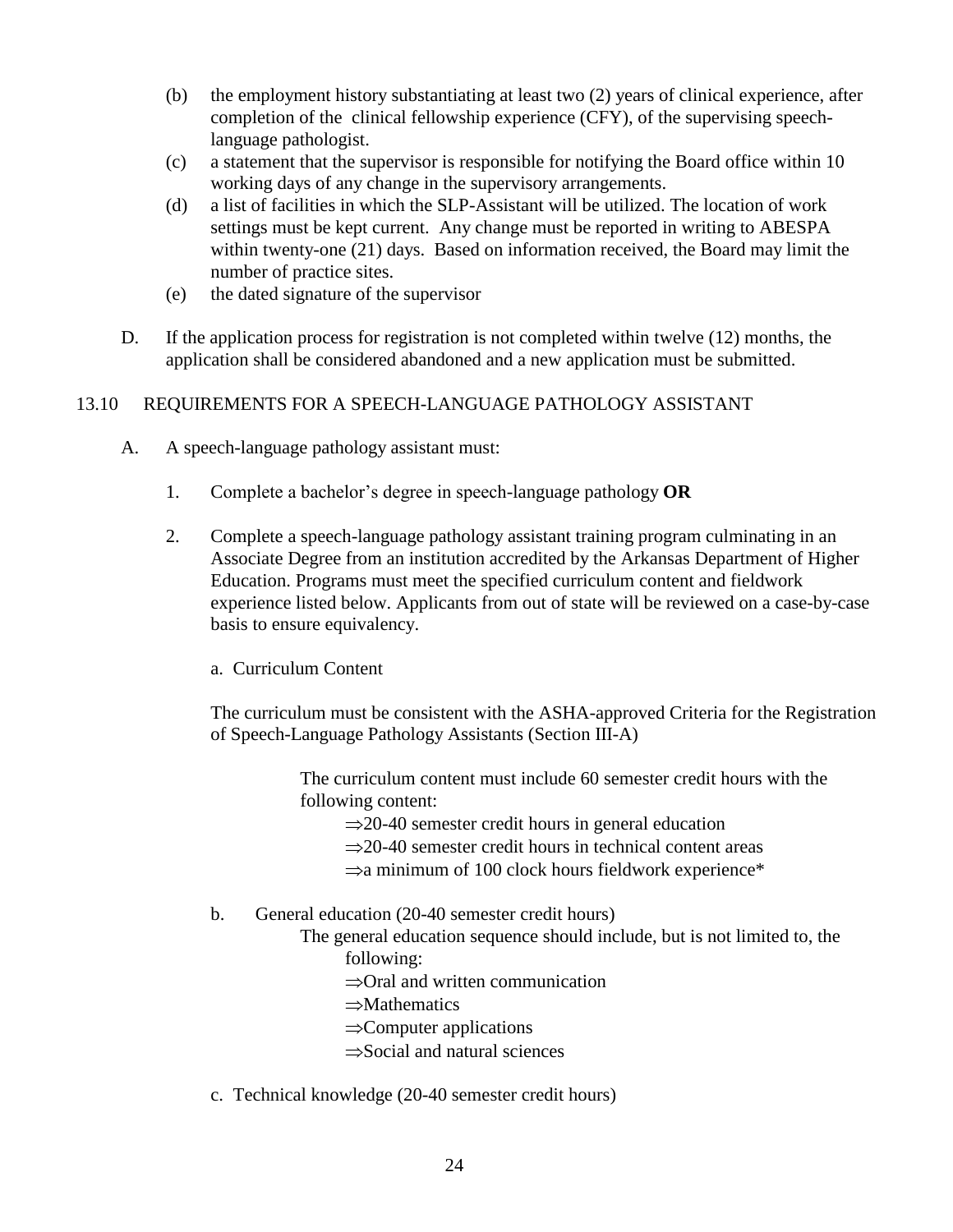(b) the employment history substantiating at least two (2) years of clinical experience, after completion of the clinical fellowship experience (CFY), of the supervising speech-language pathologist.

(c) a statement that the supervisor is responsible for notifying the Board office within 10 working days of any change in the supervisory arrangements.

(d) a list of facilities in which the SLP-Assistant will be utilized. The location of work settings must be kept current. Any change must be reported in writing to ABESPA within twenty-one (21) days. Based on information received, the Board may limit the number of practice sites.

(e) the dated signature of the supervisor

D. If the application process for registration is not completed within twelve (12) months, the application shall be considered abandoned and a new application must be submitted.

## 13.10 REQUIREMENTS FOR A SPEECH-LANGUAGE PATHOLOGY ASSISTANT

A. A speech-language pathology assistant must:

1. Complete a bachelor's degree in speech-language pathology **OR**

2. Complete a speech-language pathology assistant training program culminating in an Associate Degree from an institution accredited by the Arkansas Department of Higher Education. Programs must meet the specified curriculum content and fieldwork experience listed below. Applicants from out of state will be reviewed on a case-by-case basis to ensure equivalency.

a. Curriculum Content

The curriculum must be consistent with the ASHA-approved Criteria for the Registration of Speech-Language Pathology Assistants (Section III-A)

The curriculum content must include 60 semester credit hours with the following content:

⇒20-40 semester credit hours in general education

⇒20-40 semester credit hours in technical content areas

⇒a minimum of 100 clock hours fieldwork experience*

b. General education (20-40 semester credit hours)

The general education sequence should include, but is not limited to, the following:

⇒Oral and written communication

⇒Mathematics

⇒Computer applications

⇒Social and natural sciences

c. Technical knowledge (20-40 semester credit hours)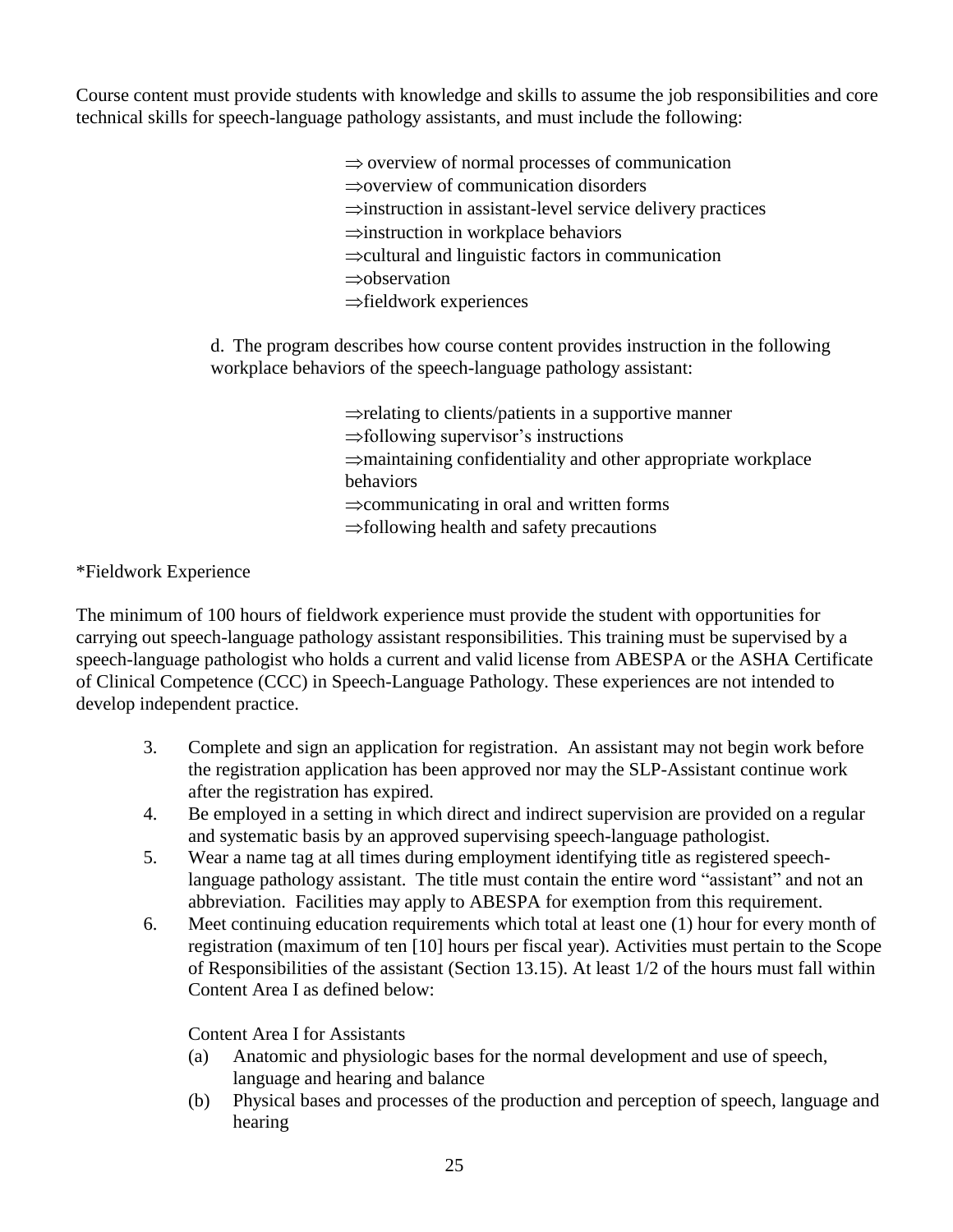Course content must provide students with knowledge and skills to assume the job responsibilities and core technical skills for speech-language pathology assistants, and must include the following:

⇒ overview of normal processes of communication
⇒overview of communication disorders
⇒instruction in assistant-level service delivery practices
⇒instruction in workplace behaviors
⇒cultural and linguistic factors in communication
⇒observation
⇒fieldwork experiences

d. The program describes how course content provides instruction in the following workplace behaviors of the speech-language pathology assistant:

⇒relating to clients/patients in a supportive manner
⇒following supervisor's instructions
⇒maintaining confidentiality and other appropriate workplace behaviors
⇒communicating in oral and written forms
⇒following health and safety precautions

*Fieldwork Experience

The minimum of 100 hours of fieldwork experience must provide the student with opportunities for carrying out speech-language pathology assistant responsibilities. This training must be supervised by a speech-language pathologist who holds a current and valid license from ABESPA or the ASHA Certificate of Clinical Competence (CCC) in Speech-Language Pathology. These experiences are not intended to develop independent practice.

3. Complete and sign an application for registration. An assistant may not begin work before the registration application has been approved nor may the SLP-Assistant continue work after the registration has expired.
4. Be employed in a setting in which direct and indirect supervision are provided on a regular and systematic basis by an approved supervising speech-language pathologist.
5. Wear a name tag at all times during employment identifying title as registered speech-language pathology assistant. The title must contain the entire word "assistant" and not an abbreviation. Facilities may apply to ABESPA for exemption from this requirement.
6. Meet continuing education requirements which total at least one (1) hour for every month of registration (maximum of ten [10] hours per fiscal year). Activities must pertain to the Scope of Responsibilities of the assistant (Section 13.15). At least 1/2 of the hours must fall within Content Area I as defined below:

   Content Area I for Assistants
   (a) Anatomic and physiologic bases for the normal development and use of speech, language and hearing and balance
   (b) Physical bases and processes of the production and perception of speech, language and hearing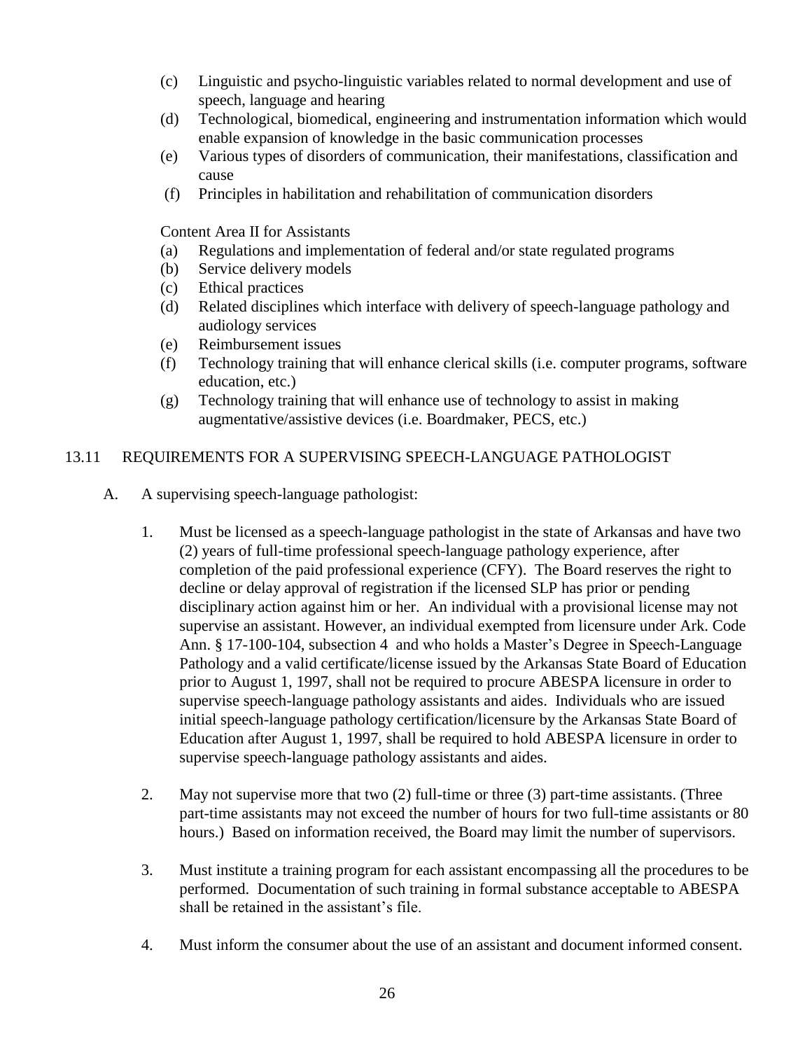(c) Linguistic and psycho-linguistic variables related to normal development and use of speech, language and hearing
(d) Technological, biomedical, engineering and instrumentation information which would enable expansion of knowledge in the basic communication processes
(e) Various types of disorders of communication, their manifestations, classification and cause
(f) Principles in habilitation and rehabilitation of communication disorders

Content Area II for Assistants

(a) Regulations and implementation of federal and/or state regulated programs
(b) Service delivery models
(c) Ethical practices
(d) Related disciplines which interface with delivery of speech-language pathology and audiology services
(e) Reimbursement issues
(f) Technology training that will enhance clerical skills (i.e. computer programs, software education, etc.)
(g) Technology training that will enhance use of technology to assist in making augmentative/assistive devices (i.e. Boardmaker, PECS, etc.)

## 13.11 REQUIREMENTS FOR A SUPERVISING SPEECH-LANGUAGE PATHOLOGIST

A. A supervising speech-language pathologist:

1. Must be licensed as a speech-language pathologist in the state of Arkansas and have two (2) years of full-time professional speech-language pathology experience, after completion of the paid professional experience (CFY). The Board reserves the right to decline or delay approval of registration if the licensed SLP has prior or pending disciplinary action against him or her. An individual with a provisional license may not supervise an assistant. However, an individual exempted from licensure under Ark. Code Ann. § 17-100-104, subsection 4 and who holds a Master's Degree in Speech-Language Pathology and a valid certificate/license issued by the Arkansas State Board of Education prior to August 1, 1997, shall not be required to procure ABESPA licensure in order to supervise speech-language pathology assistants and aides. Individuals who are issued initial speech-language pathology certification/licensure by the Arkansas State Board of Education after August 1, 1997, shall be required to hold ABESPA licensure in order to supervise speech-language pathology assistants and aides.

2. May not supervise more that two (2) full-time or three (3) part-time assistants. (Three part-time assistants may not exceed the number of hours for two full-time assistants or 80 hours.) Based on information received, the Board may limit the number of supervisors.

3. Must institute a training program for each assistant encompassing all the procedures to be performed. Documentation of such training in formal substance acceptable to ABESPA shall be retained in the assistant's file.

4. Must inform the consumer about the use of an assistant and document informed consent.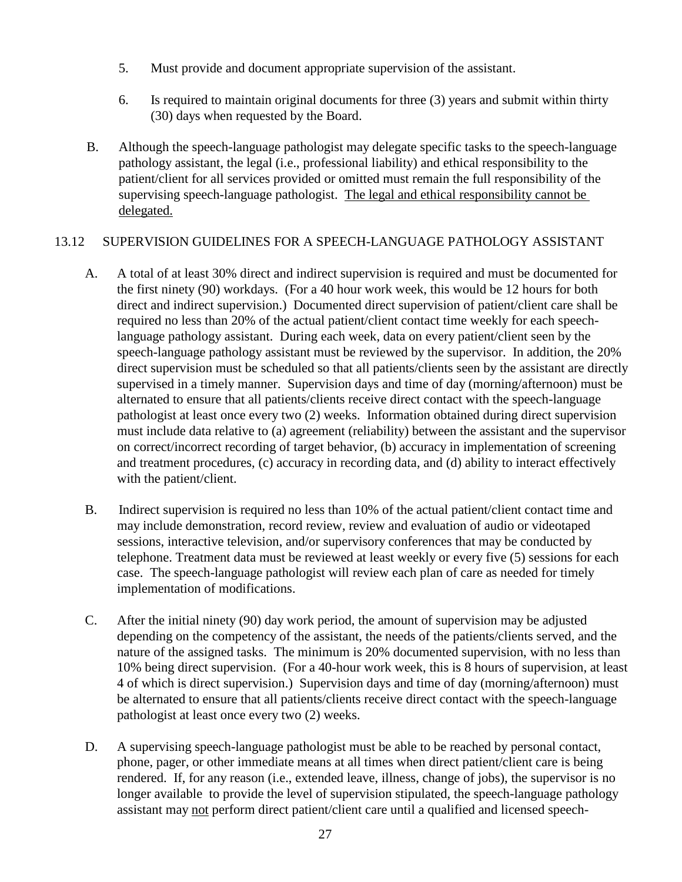5. Must provide and document appropriate supervision of the assistant.

6. Is required to maintain original documents for three (3) years and submit within thirty (30) days when requested by the Board.

B. Although the speech-language pathologist may delegate specific tasks to the speech-language pathology assistant, the legal (i.e., professional liability) and ethical responsibility to the patient/client for all services provided or omitted must remain the full responsibility of the supervising speech-language pathologist. <u>The legal and ethical responsibility cannot be delegated.</u>

## 13.12 SUPERVISION GUIDELINES FOR A SPEECH-LANGUAGE PATHOLOGY ASSISTANT

A. A total of at least 30% direct and indirect supervision is required and must be documented for the first ninety (90) workdays. (For a 40 hour work week, this would be 12 hours for both direct and indirect supervision.) Documented direct supervision of patient/client care shall be required no less than 20% of the actual patient/client contact time weekly for each speech-language pathology assistant. During each week, data on every patient/client seen by the speech-language pathology assistant must be reviewed by the supervisor. In addition, the 20% direct supervision must be scheduled so that all patients/clients seen by the assistant are directly supervised in a timely manner. Supervision days and time of day (morning/afternoon) must be alternated to ensure that all patients/clients receive direct contact with the speech-language pathologist at least once every two (2) weeks. Information obtained during direct supervision must include data relative to (a) agreement (reliability) between the assistant and the supervisor on correct/incorrect recording of target behavior, (b) accuracy in implementation of screening and treatment procedures, (c) accuracy in recording data, and (d) ability to interact effectively with the patient/client.

B. Indirect supervision is required no less than 10% of the actual patient/client contact time and may include demonstration, record review, review and evaluation of audio or videotaped sessions, interactive television, and/or supervisory conferences that may be conducted by telephone. Treatment data must be reviewed at least weekly or every five (5) sessions for each case. The speech-language pathologist will review each plan of care as needed for timely implementation of modifications.

C. After the initial ninety (90) day work period, the amount of supervision may be adjusted depending on the competency of the assistant, the needs of the patients/clients served, and the nature of the assigned tasks. The minimum is 20% documented supervision, with no less than 10% being direct supervision. (For a 40-hour work week, this is 8 hours of supervision, at least 4 of which is direct supervision.) Supervision days and time of day (morning/afternoon) must be alternated to ensure that all patients/clients receive direct contact with the speech-language pathologist at least once every two (2) weeks.

D. A supervising speech-language pathologist must be able to be reached by personal contact, phone, pager, or other immediate means at all times when direct patient/client care is being rendered. If, for any reason (i.e., extended leave, illness, change of jobs), the supervisor is no longer available to provide the level of supervision stipulated, the speech-language pathology assistant may <u>not</u> perform direct patient/client care until a qualified and licensed speech-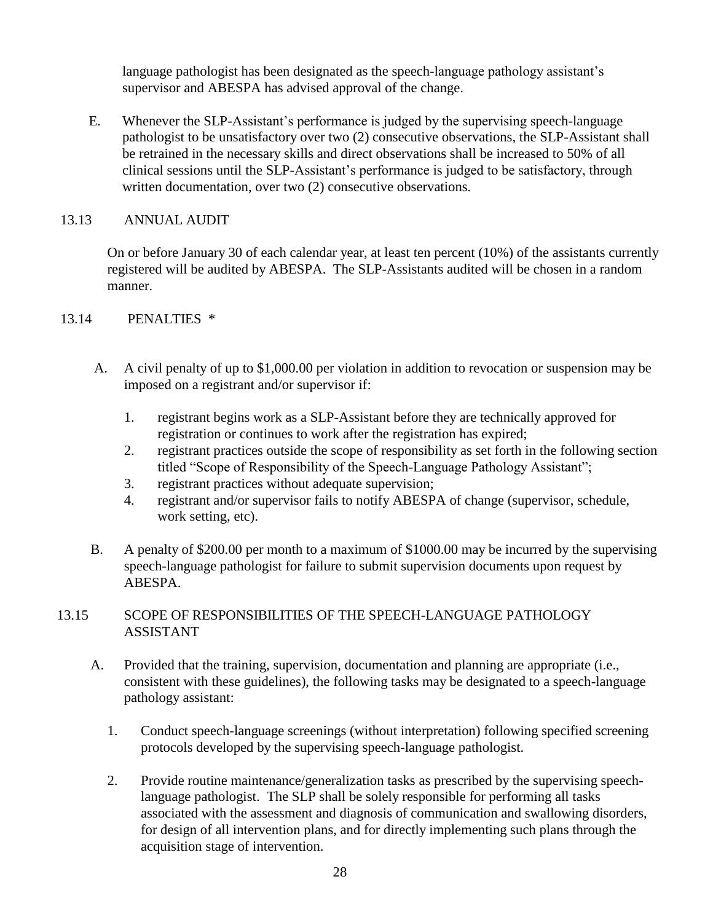language pathologist has been designated as the speech-language pathology assistant's supervisor and ABESPA has advised approval of the change.

E. Whenever the SLP-Assistant's performance is judged by the supervising speech-language pathologist to be unsatisfactory over two (2) consecutive observations, the SLP-Assistant shall be retrained in the necessary skills and direct observations shall be increased to 50% of all clinical sessions until the SLP-Assistant's performance is judged to be satisfactory, through written documentation, over two (2) consecutive observations.

## 13.13 ANNUAL AUDIT

On or before January 30 of each calendar year, at least ten percent (10%) of the assistants currently registered will be audited by ABESPA. The SLP-Assistants audited will be chosen in a random manner.

## 13.14 PENALTIES *

A. A civil penalty of up to $1,000.00 per violation in addition to revocation or suspension may be imposed on a registrant and/or supervisor if:

1. registrant begins work as a SLP-Assistant before they are technically approved for registration or continues to work after the registration has expired;
2. registrant practices outside the scope of responsibility as set forth in the following section titled "Scope of Responsibility of the Speech-Language Pathology Assistant";
3. registrant practices without adequate supervision;
4. registrant and/or supervisor fails to notify ABESPA of change (supervisor, schedule, work setting, etc).

B. A penalty of $200.00 per month to a maximum of $1000.00 may be incurred by the supervising speech-language pathologist for failure to submit supervision documents upon request by ABESPA.

## 13.15 SCOPE OF RESPONSIBILITIES OF THE SPEECH-LANGUAGE PATHOLOGY ASSISTANT

A. Provided that the training, supervision, documentation and planning are appropriate (i.e., consistent with these guidelines), the following tasks may be designated to a speech-language pathology assistant:

1. Conduct speech-language screenings (without interpretation) following specified screening protocols developed by the supervising speech-language pathologist.

2. Provide routine maintenance/generalization tasks as prescribed by the supervising speech-language pathologist. The SLP shall be solely responsible for performing all tasks associated with the assessment and diagnosis of communication and swallowing disorders, for design of all intervention plans, and for directly implementing such plans through the acquisition stage of intervention.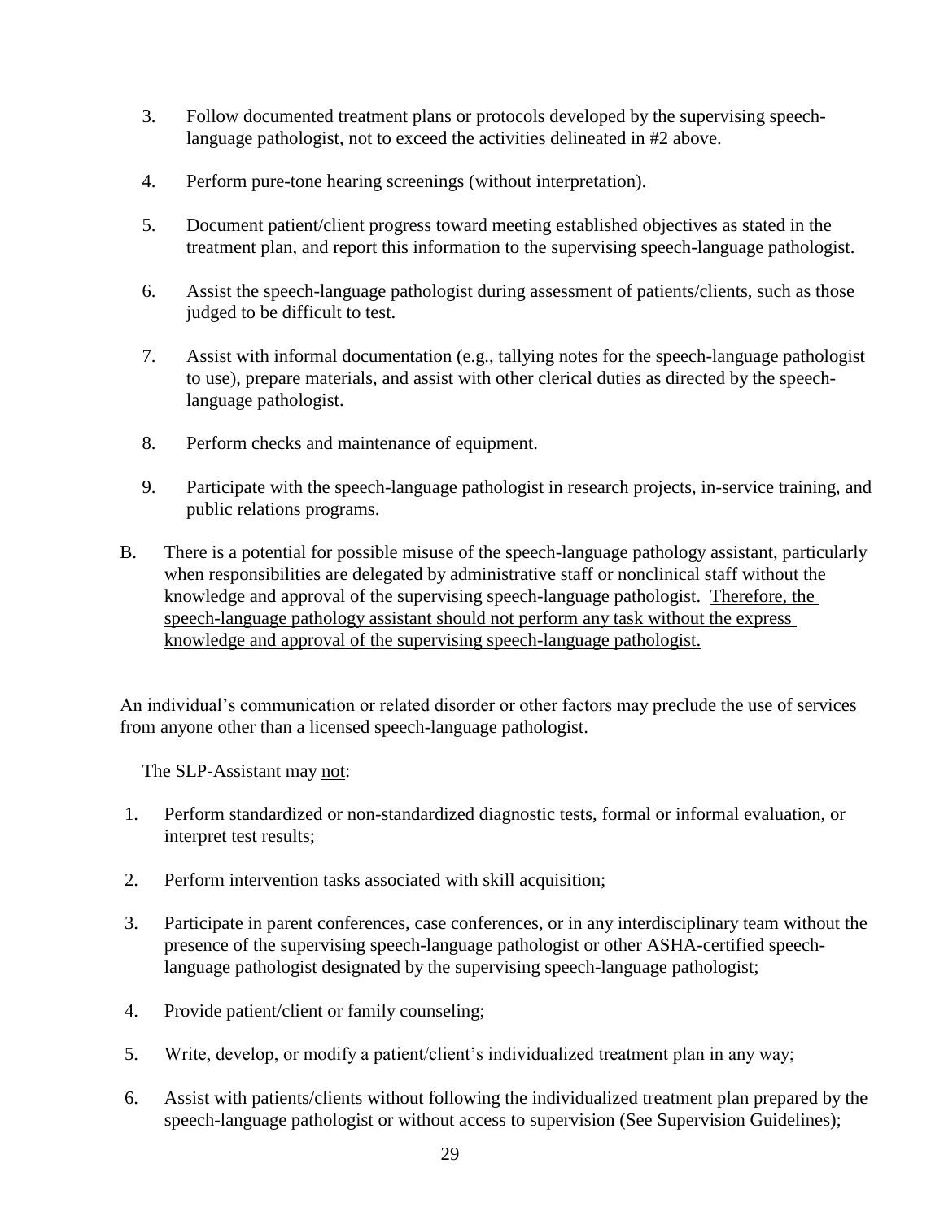3. Follow documented treatment plans or protocols developed by the supervising speech-language pathologist, not to exceed the activities delineated in #2 above.

4. Perform pure-tone hearing screenings (without interpretation).

5. Document patient/client progress toward meeting established objectives as stated in the treatment plan, and report this information to the supervising speech-language pathologist.

6. Assist the speech-language pathologist during assessment of patients/clients, such as those judged to be difficult to test.

7. Assist with informal documentation (e.g., tallying notes for the speech-language pathologist to use), prepare materials, and assist with other clerical duties as directed by the speech-language pathologist.

8. Perform checks and maintenance of equipment.

9. Participate with the speech-language pathologist in research projects, in-service training, and public relations programs.

B. There is a potential for possible misuse of the speech-language pathology assistant, particularly when responsibilities are delegated by administrative staff or nonclinical staff without the knowledge and approval of the supervising speech-language pathologist. <u>Therefore, the speech-language pathology assistant should not perform any task without the express knowledge and approval of the supervising speech-language pathologist.</u>

An individual's communication or related disorder or other factors may preclude the use of services from anyone other than a licensed speech-language pathologist.

The SLP-Assistant may <u>not</u>:

1. Perform standardized or non-standardized diagnostic tests, formal or informal evaluation, or interpret test results;

2. Perform intervention tasks associated with skill acquisition;

3. Participate in parent conferences, case conferences, or in any interdisciplinary team without the presence of the supervising speech-language pathologist or other ASHA-certified speech-language pathologist designated by the supervising speech-language pathologist;

4. Provide patient/client or family counseling;

5. Write, develop, or modify a patient/client's individualized treatment plan in any way;

6. Assist with patients/clients without following the individualized treatment plan prepared by the speech-language pathologist or without access to supervision (See Supervision Guidelines);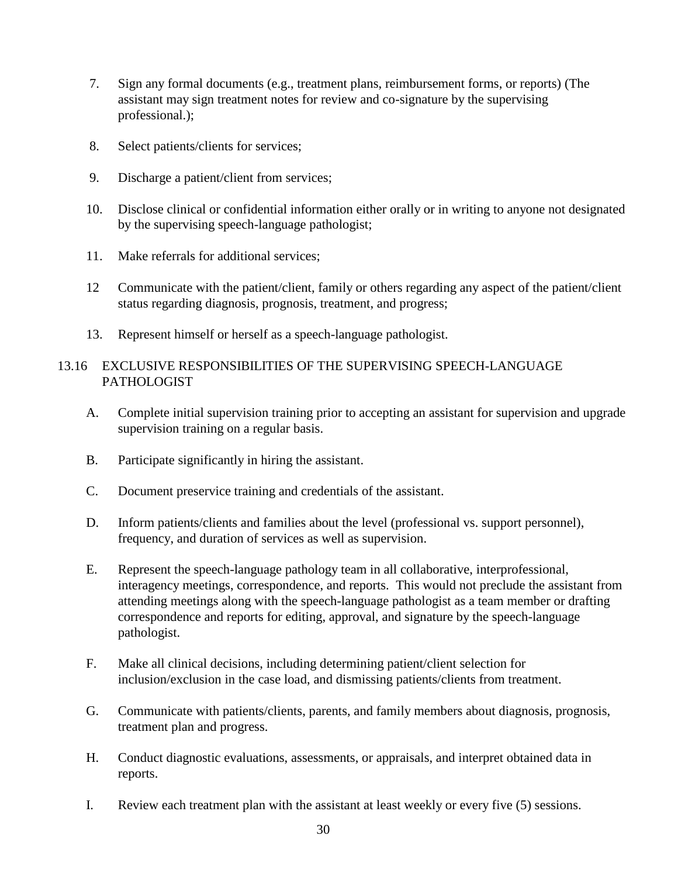7. Sign any formal documents (e.g., treatment plans, reimbursement forms, or reports) (The assistant may sign treatment notes for review and co-signature by the supervising professional.);

8. Select patients/clients for services;

9. Discharge a patient/client from services;

10. Disclose clinical or confidential information either orally or in writing to anyone not designated by the supervising speech-language pathologist;

11. Make referrals for additional services;

12 Communicate with the patient/client, family or others regarding any aspect of the patient/client status regarding diagnosis, prognosis, treatment, and progress;

13. Represent himself or herself as a speech-language pathologist.

## 13.16 EXCLUSIVE RESPONSIBILITIES OF THE SUPERVISING SPEECH-LANGUAGE PATHOLOGIST

A. Complete initial supervision training prior to accepting an assistant for supervision and upgrade supervision training on a regular basis.

B. Participate significantly in hiring the assistant.

C. Document preservice training and credentials of the assistant.

D. Inform patients/clients and families about the level (professional vs. support personnel), frequency, and duration of services as well as supervision.

E. Represent the speech-language pathology team in all collaborative, interprofessional, interagency meetings, correspondence, and reports. This would not preclude the assistant from attending meetings along with the speech-language pathologist as a team member or drafting correspondence and reports for editing, approval, and signature by the speech-language pathologist.

F. Make all clinical decisions, including determining patient/client selection for inclusion/exclusion in the case load, and dismissing patients/clients from treatment.

G. Communicate with patients/clients, parents, and family members about diagnosis, prognosis, treatment plan and progress.

H. Conduct diagnostic evaluations, assessments, or appraisals, and interpret obtained data in reports.

I. Review each treatment plan with the assistant at least weekly or every five (5) sessions.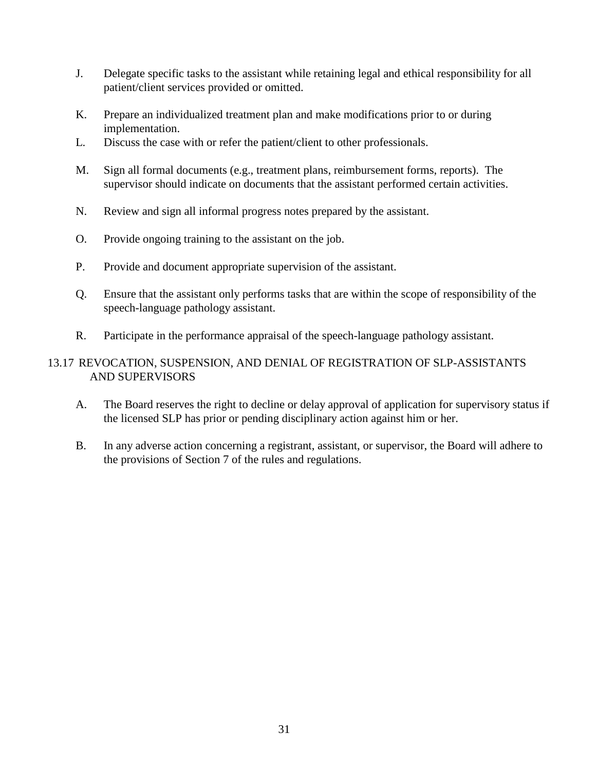J. Delegate specific tasks to the assistant while retaining legal and ethical responsibility for all patient/client services provided or omitted.

K. Prepare an individualized treatment plan and make modifications prior to or during implementation.

L. Discuss the case with or refer the patient/client to other professionals.

M. Sign all formal documents (e.g., treatment plans, reimbursement forms, reports). The supervisor should indicate on documents that the assistant performed certain activities.

N. Review and sign all informal progress notes prepared by the assistant.

O. Provide ongoing training to the assistant on the job.

P. Provide and document appropriate supervision of the assistant.

Q. Ensure that the assistant only performs tasks that are within the scope of responsibility of the speech-language pathology assistant.

R. Participate in the performance appraisal of the speech-language pathology assistant.

## 13.17 REVOCATION, SUSPENSION, AND DENIAL OF REGISTRATION OF SLP-ASSISTANTS AND SUPERVISORS

A. The Board reserves the right to decline or delay approval of application for supervisory status if the licensed SLP has prior or pending disciplinary action against him or her.

B. In any adverse action concerning a registrant, assistant, or supervisor, the Board will adhere to the provisions of Section 7 of the rules and regulations.